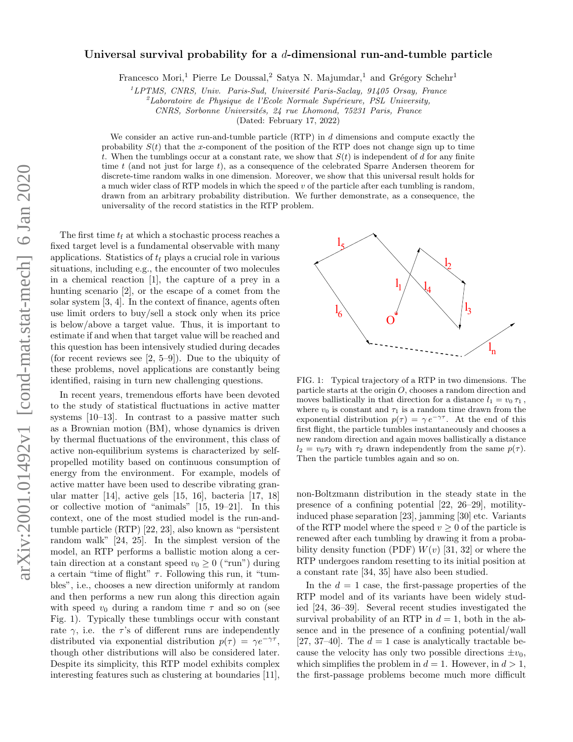# Universal survival probability for a $d$-dimensional run-and-tumble particle

Francesco Mori,[1] Pierre Le Doussal,[2] Satya N. Majumdar,[1] and Grégory Schehr[1]

[1] LPTMS, CNRS, Univ. Paris-Sud, Université Paris-Saclay, 91405 Orsay, France
[2] Laboratoire de Physique de l'Ecole Normale Supérieure, PSL University, CNRS, Sorbonne Universités, 24 rue Lhomond, 75231 Paris, France

(Dated: February 17, 2022)

We consider an active run-and-tumble particle (RTP) in $d$ dimensions and compute exactly the probability $S(t)$ that the $x$-component of the position of the RTP does not change sign up to time $t$. When the tumblings occur at a constant rate, we show that $S(t)$ is independent of $d$ for any finite time $t$ (and not just for large $t$), as a consequence of the celebrated Sparre Andersen theorem for discrete-time random walks in one dimension. Moreover, we show that this universal result holds for a much wider class of RTP models in which the speed $v$ of the particle after each tumbling is random, drawn from an arbitrary probability distribution. We further demonstrate, as a consequence, the universality of the record statistics in the RTP problem.

The first time $t_{\rm f}$ at which a stochastic process reaches a fixed target level is a fundamental observable with many applications. Statistics of $t_{\rm f}$ plays a crucial role in various situations, including e.g., the encounter of two molecules in a chemical reaction [1], the capture of a prey in a hunting scenario [2], or the escape of a comet from the solar system [3, 4]. In the context of finance, agents often use limit orders to buy/sell a stock only when its price is below/above a target value. Thus, it is important to estimate if and when that target value will be reached and this question has been intensively studied during decades (for recent reviews see [2, 5–9]). Due to the ubiquity of these problems, novel applications are constantly being identified, raising in turn new challenging questions.

In recent years, tremendous efforts have been devoted to the study of statistical fluctuations in active matter systems [10–13]. In contrast to a passive matter such as a Brownian motion (BM), whose dynamics is driven by thermal fluctuations of the environment, this class of active non-equilibrium systems is characterized by self-propelled motility based on continuous consumption of energy from the environment. For example, models of active matter have been used to describe vibrating granular matter [14], active gels [15, 16], bacteria [17, 18] or collective motion of "animals" [15, 19–21]. In this context, one of the most studied model is the run-and-tumble particle (RTP) [22, 23], also known as "persistent random walk" [24, 25]. In the simplest version of the model, an RTP performs a ballistic motion along a certain direction at a constant speed $v_0 \geq 0$ ("run") during a certain "time of flight" $\tau$. Following this run, it "tumbles", i.e., chooses a new direction uniformly at random and then performs a new run along this direction again with speed $v_0$ during a random time $\tau$ and so on (see Fig. 1). Typically these tumblings occur with constant rate $\gamma$, i.e. the $\tau$'s of different runs are independently distributed via exponential distribution $p(\tau) = \gamma e^{-\gamma\tau}$, though other distributions will also be considered later. Despite its simplicity, this RTP model exhibits complex interesting features such as clustering at boundaries [11], non-Boltzmann distribution in the steady state in the presence of a confining potential [22, 26–29], motility-induced phase separation [23], jamming [30] etc. Variants of the RTP model where the speed $v \geq 0$ of the particle is renewed after each tumbling by drawing it from a probability density function (PDF) $W(v)$ [31, 32] or where the RTP undergoes random resetting to its initial position at a constant rate [34, 35] have also been studied.

FIG. 1: Typical trajectory of a RTP in two dimensions. The particle starts at the origin $O$, chooses a random direction and moves ballistically in that direction for a distance $l_1 = v_0\,\tau_1$, where $v_0$ is constant and $\tau_1$ is a random time drawn from the exponential distribution $p(\tau) = \gamma\, e^{-\gamma\tau}$. At the end of this first flight, the particle tumbles instantaneously and chooses a new random direction and again moves ballistically a distance $l_2 = v_0\tau_2$ with $\tau_2$ drawn independently from the same $p(\tau)$. Then the particle tumbles again and so on.

In the $d = 1$ case, the first-passage properties of the RTP model and of its variants have been widely studied [24, 36–39]. Several recent studies investigated the survival probability of an RTP in $d = 1$, both in the absence and in the presence of a confining potential/wall [27, 37–40]. The $d = 1$ case is analytically tractable because the velocity has only two possible directions $\pm v_0$, which simplifies the problem in $d = 1$. However, in $d > 1$, the first-passage problems become much more difficult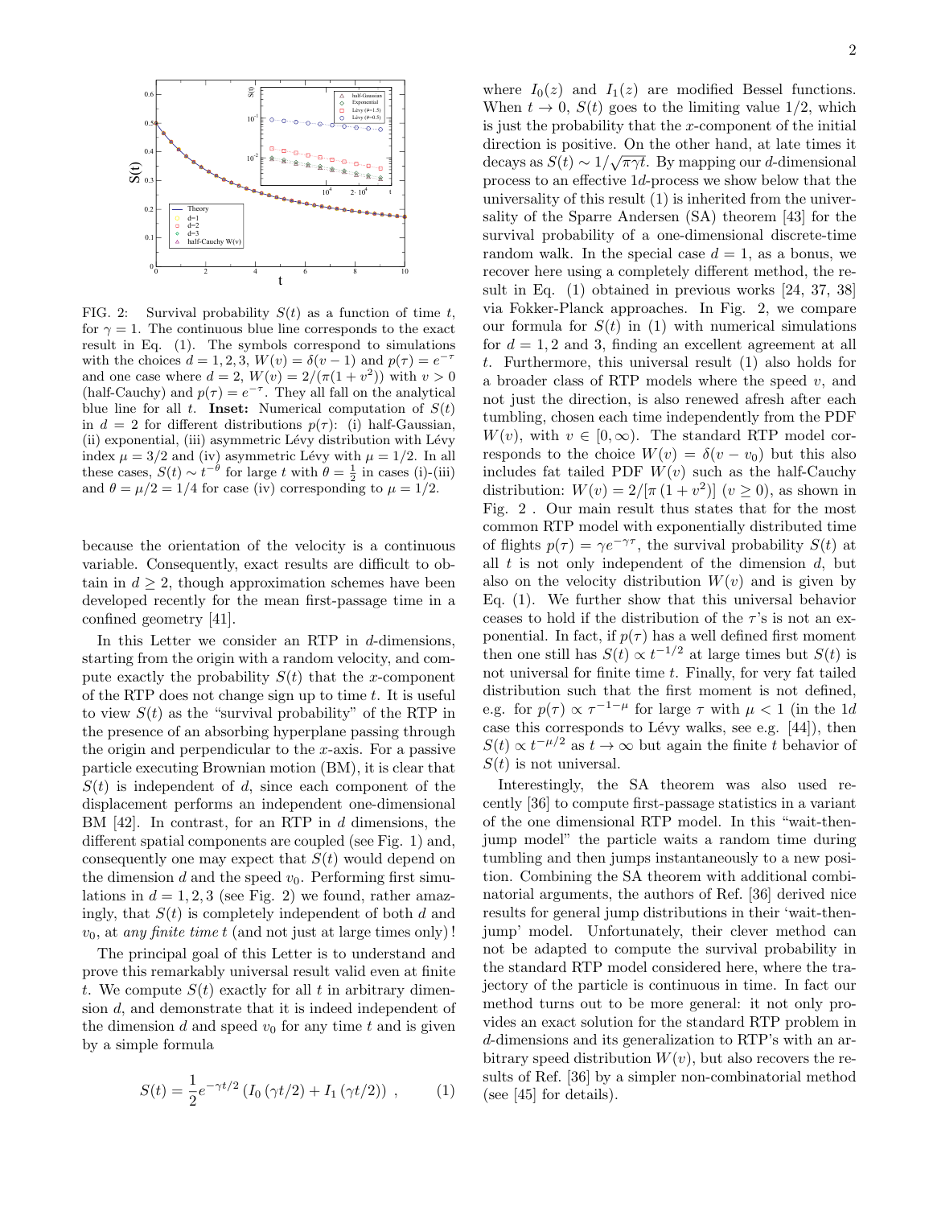FIG. 2: Survival probability $S(t)$ as a function of time $t$, for $\gamma = 1$. The continuous blue line corresponds to the exact result in Eq. (1). The symbols correspond to simulations with the choices $d = 1, 2, 3$, $W(v) = \delta(v-1)$ and $p(\tau) = e^{-\tau}$ and one case where $d = 2$, $W(v) = 2/(\pi(1+v^2))$ with $v > 0$ (half-Cauchy) and $p(\tau) = e^{-\tau}$. They all fall on the analytical blue line for all $t$. **Inset:** Numerical computation of $S(t)$ in $d = 2$ for different distributions $p(\tau)$: (i) half-Gaussian, (ii) exponential, (iii) asymmetric Lévy distribution with Lévy index $\mu = 3/2$ and (iv) asymmetric Lévy with $\mu = 1/2$. In all these cases, $S(t) \sim t^{-\theta}$ for large $t$ with $\theta = \frac{1}{2}$ in cases (i)-(iii) and $\theta = \mu/2 = 1/4$ for case (iv) corresponding to $\mu = 1/2$.

because the orientation of the velocity is a continuous variable. Consequently, exact results are difficult to obtain in $d \geq 2$, though approximation schemes have been developed recently for the mean first-passage time in a confined geometry [41].

In this Letter we consider an RTP in $d$-dimensions, starting from the origin with a random velocity, and compute exactly the probability $S(t)$ that the $x$-component of the RTP does not change sign up to time $t$. It is useful to view $S(t)$ as the "survival probability" of the RTP in the presence of an absorbing hyperplane passing through the origin and perpendicular to the $x$-axis. For a passive particle executing Brownian motion (BM), it is clear that $S(t)$ is independent of $d$, since each component of the displacement performs an independent one-dimensional BM [42]. In contrast, for an RTP in $d$ dimensions, the different spatial components are coupled (see Fig. 1) and, consequently one may expect that $S(t)$ would depend on the dimension $d$ and the speed $v_0$. Performing first simulations in $d = 1, 2, 3$ (see Fig. 2) we found, rather amazingly, that $S(t)$ is completely independent of both $d$ and $v_0$, at *any finite time* $t$ (and not just at large times only)!

The principal goal of this Letter is to understand and prove this remarkably universal result valid even at finite $t$. We compute $S(t)$ exactly for all $t$ in arbitrary dimension $d$, and demonstrate that it is indeed independent of the dimension $d$ and speed $v_0$ for any time $t$ and is given by a simple formula

$$S(t) = \frac{1}{2} e^{-\gamma t/2} \left( I_0 \left( \gamma t/2 \right) + I_1 \left( \gamma t/2 \right) \right) , \qquad (1)$$

where $I_0(z)$ and $I_1(z)$ are modified Bessel functions. When $t \to 0$, $S(t)$ goes to the limiting value $1/2$, which is just the probability that the $x$-component of the initial direction is positive. On the other hand, at late times it decays as $S(t) \sim 1/\sqrt{\pi \gamma t}$. By mapping our $d$-dimensional process to an effective $1d$-process we show below that the universality of this result (1) is inherited from the universality of the Sparre Andersen (SA) theorem [43] for the survival probability of a one-dimensional discrete-time random walk. In the special case $d = 1$, as a bonus, we recover here using a completely different method, the result in Eq. (1) obtained in previous works [24, 37, 38] via Fokker-Planck approaches. In Fig. 2, we compare our formula for $S(t)$ in (1) with numerical simulations for $d = 1, 2$ and 3, finding an excellent agreement at all $t$. Furthermore, this universal result (1) also holds for a broader class of RTP models where the speed $v$, and not just the direction, is also renewed afresh after each tumbling, chosen each time independently from the PDF $W(v)$, with $v \in [0, \infty)$. The standard RTP model corresponds to the choice $W(v) = \delta(v - v_0)$ but this also includes fat tailed PDF $W(v)$ such as the half-Cauchy distribution: $W(v) = 2/[\pi (1 + v^2)]$ $(v \geq 0)$, as shown in Fig. 2 . Our main result thus states that for the most common RTP model with exponentially distributed time of flights $p(\tau) = \gamma e^{-\gamma \tau}$, the survival probability $S(t)$ at all $t$ is not only independent of the dimension $d$, but also on the velocity distribution $W(v)$ and is given by Eq. (1). We further show that this universal behavior ceases to hold if the distribution of the $\tau$'s is not an exponential. In fact, if $p(\tau)$ has a well defined first moment then one still has $S(t) \propto t^{-1/2}$ at large times but $S(t)$ is not universal for finite time $t$. Finally, for very fat tailed distribution such that the first moment is not defined, e.g. for $p(\tau) \propto \tau^{-1-\mu}$ for large $\tau$ with $\mu < 1$ (in the $1d$ case this corresponds to Lévy walks, see e.g. [44]), then $S(t) \propto t^{-\mu/2}$ as $t \to \infty$ but again the finite $t$ behavior of $S(t)$ is not universal.

Interestingly, the SA theorem was also used recently [36] to compute first-passage statistics in a variant of the one dimensional RTP model. In this "wait-then-jump model" the particle waits a random time during tumbling and then jumps instantaneously to a new position. Combining the SA theorem with additional combinatorial arguments, the authors of Ref. [36] derived nice results for general jump distributions in their 'wait-then-jump' model. Unfortunately, their clever method can not be adapted to compute the survival probability in the standard RTP model considered here, where the trajectory of the particle is continuous in time. In fact our method turns out to be more general: it not only provides an exact solution for the standard RTP problem in $d$-dimensions and its generalization to RTP's with an arbitrary speed distribution $W(v)$, but also recovers the results of Ref. [36] by a simpler non-combinatorial method (see [45] for details).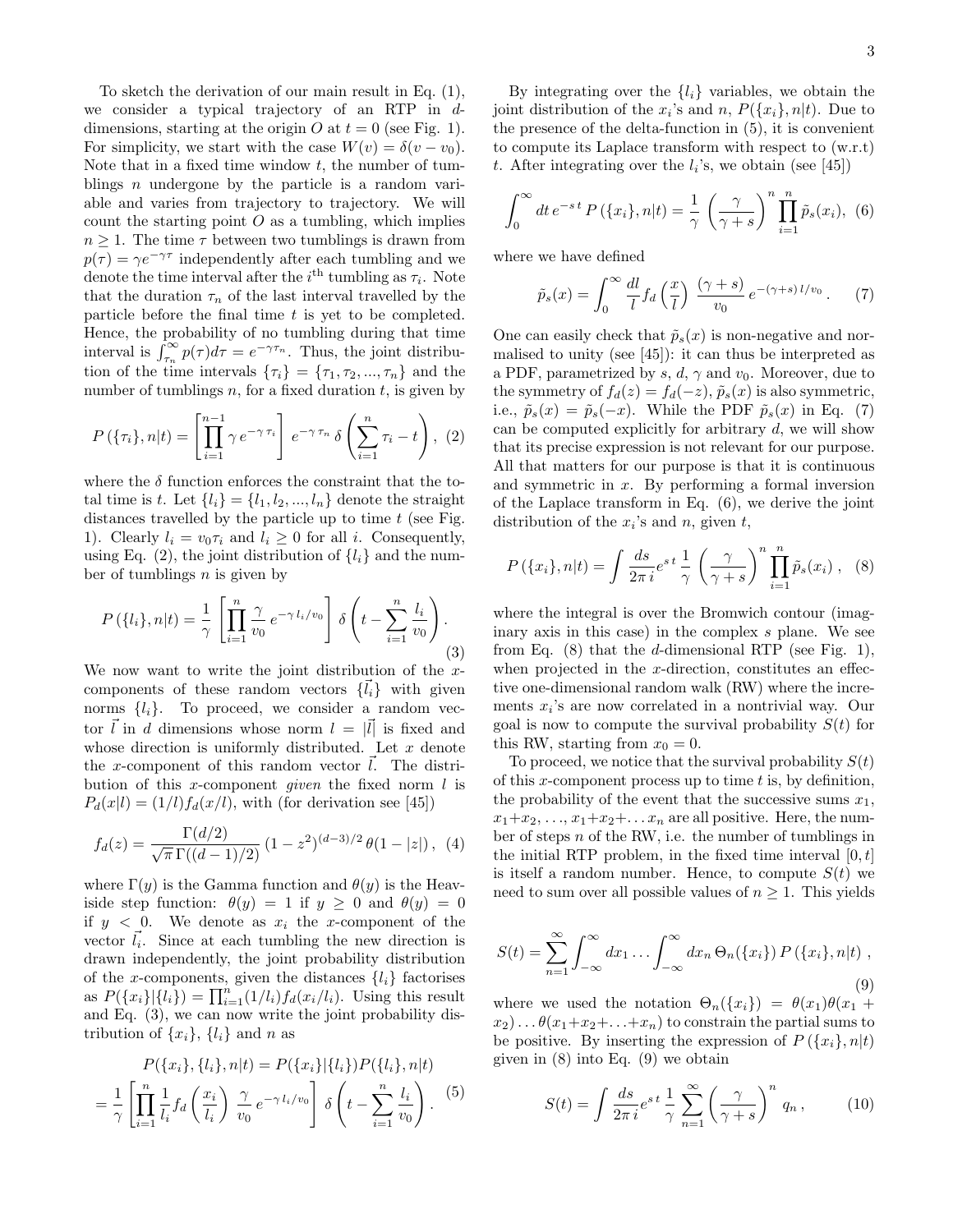To sketch the derivation of our main result in Eq. (1), we consider a typical trajectory of an RTP in $d$-dimensions, starting at the origin $O$ at $t = 0$ (see Fig. 1). For simplicity, we start with the case $W(v) = \delta(v - v_0)$. Note that in a fixed time window $t$, the number of tumblings $n$ undergone by the particle is a random variable and varies from trajectory to trajectory. We will count the starting point $O$ as a tumbling, which implies $n \geq 1$. The time $\tau$ between two tumblings is drawn from $p(\tau) = \gamma e^{-\gamma \tau}$ independently after each tumbling and we denote the time interval after the $i^{\rm th}$ tumbling as $\tau_i$. Note that the duration $\tau_n$ of the last interval travelled by the particle before the final time $t$ is yet to be completed. Hence, the probability of no tumbling during that time interval is $\int_{\tau_n}^{\infty} p(\tau) d\tau = e^{-\gamma \tau_n}$. Thus, the joint distribution of the time intervals $\{\tau_i\} = \{\tau_1, \tau_2, ..., \tau_n\}$ and the number of tumblings $n$, for a fixed duration $t$, is given by

$$P\left(\{\tau_i\}, n|t\right) = \left[\prod_{i=1}^{n-1} \gamma\, e^{-\gamma\, \tau_i}\right] e^{-\gamma\, \tau_n}\, \delta\left(\sum_{i=1}^{n} \tau_i - t\right), \quad (2)$$

where the $\delta$ function enforces the constraint that the total time is $t$. Let $\{l_i\} = \{l_1, l_2, ..., l_n\}$ denote the straight distances travelled by the particle up to time $t$ (see Fig. 1). Clearly $l_i = v_0 \tau_i$ and $l_i \geq 0$ for all $i$. Consequently, using Eq. (2), the joint distribution of $\{l_i\}$ and the number of tumblings $n$ is given by

$$P\left(\{l_i\}, n|t\right) = \frac{1}{\gamma}\left[\prod_{i=1}^{n} \frac{\gamma}{v_0}\, e^{-\gamma\, l_i/v_0}\right] \delta\left(t - \sum_{i=1}^{n} \frac{l_i}{v_0}\right). \quad (3)$$

We now want to write the joint distribution of the $x$-components of these random vectors $\{\vec{l}_i\}$ with given norms $\{l_i\}$. To proceed, we consider a random vector $\vec{l}$ in $d$ dimensions whose norm $l = |\vec{l}|$ is fixed and whose direction is uniformly distributed. Let $x$ denote the $x$-component of this random vector $\vec{l}$. The distribution of this $x$-component *given* the fixed norm $l$ is $P_d(x|l) = (1/l) f_d(x/l)$, with (for derivation see [45])

$$f_d(z) = \frac{\Gamma(d/2)}{\sqrt{\pi}\, \Gamma((d-1)/2)}\, (1 - z^2)^{(d-3)/2}\, \theta(1 - |z|)\,, \quad (4)$$

where $\Gamma(y)$ is the Gamma function and $\theta(y)$ is the Heaviside step function: $\theta(y) = 1$ if $y \geq 0$ and $\theta(y) = 0$ if $y < 0$. We denote as $x_i$ the $x$-component of the vector $\vec{l_i}$. Since at each tumbling the new direction is drawn independently, the joint probability distribution of the $x$-components, given the distances $\{l_i\}$ factorises as $P(\{x_i\}|\{l_i\}) = \prod_{i=1}^{n} (1/l_i) f_d(x_i/l_i)$. Using this result and Eq. (3), we can now write the joint probability distribution of $\{x_i\}$, $\{l_i\}$ and $n$ as

$$\begin{aligned} &P(\{x_i\}, \{l_i\}, n|t) = P(\{x_i\}|\{l_i\}) P(\{l_i\}, n|t) \\ &= \frac{1}{\gamma}\left[\prod_{i=1}^{n} \frac{1}{l_i} f_d\left(\frac{x_i}{l_i}\right)\, \frac{\gamma}{v_0}\, e^{-\gamma\, l_i/v_0}\right] \delta\left(t - \sum_{i=1}^{n} \frac{l_i}{v_0}\right). \end{aligned} \quad (5)$$

By integrating over the $\{l_i\}$ variables, we obtain the joint distribution of the $x_i$'s and $n$, $P(\{x_i\}, n|t)$. Due to the presence of the delta-function in (5), it is convenient to compute its Laplace transform with respect to (w.r.t) $t$. After integrating over the $l_i$'s, we obtain (see [45])

$$\int_0^{\infty} dt\, e^{-s\, t}\, P\left(\{x_i\}, n|t\right) = \frac{1}{\gamma}\, \left(\frac{\gamma}{\gamma + s}\right)^n \prod_{i=1}^{n} \tilde{p}_s(x_i), \quad (6)$$

where we have defined

$$\tilde{p}_s(x) = \int_0^{\infty} \frac{dl}{l} f_d\left(\frac{x}{l}\right)\, \frac{(\gamma + s)}{v_0}\, e^{-(\gamma + s)\, l/v_0}\,. \quad (7)$$

One can easily check that $\tilde{p}_s(x)$ is non-negative and normalised to unity (see [45]): it can thus be interpreted as a PDF, parametrized by $s$, $d$, $\gamma$ and $v_0$. Moreover, due to the symmetry of $f_d(z) = f_d(-z)$, $\tilde{p}_s(x)$ is also symmetric, i.e., $\tilde{p}_s(x) = \tilde{p}_s(-x)$. While the PDF $\tilde{p}_s(x)$ in Eq. (7) can be computed explicitly for arbitrary $d$, we will show that its precise expression is not relevant for our purpose. All that matters for our purpose is that it is continuous and symmetric in $x$. By performing a formal inversion of the Laplace transform in Eq. (6), we derive the joint distribution of the $x_i$'s and $n$, given $t$,

$$P\left(\{x_i\}, n|t\right) = \int \frac{ds}{2\pi\, i} e^{s\, t}\, \frac{1}{\gamma}\, \left(\frac{\gamma}{\gamma + s}\right)^n \prod_{i=1}^{n} \tilde{p}_s(x_i)\;, \quad (8)$$

where the integral is over the Bromwich contour (imaginary axis in this case) in the complex $s$ plane. We see from Eq. (8) that the $d$-dimensional RTP (see Fig. 1), when projected in the $x$-direction, constitutes an effective one-dimensional random walk (RW) where the increments $x_i$'s are now correlated in a nontrivial way. Our goal is now to compute the survival probability $S(t)$ for this RW, starting from $x_0 = 0$.

To proceed, we notice that the survival probability $S(t)$ of this $x$-component process up to time $t$ is, by definition, the probability of the event that the successive sums $x_1$, $x_1 + x_2$, ..., $x_1 + x_2 + \ldots x_n$ are all positive. Here, the number of steps $n$ of the RW, i.e. the number of tumblings in the initial RTP problem, in the fixed time interval $[0, t]$ is itself a random number. Hence, to compute $S(t)$ we need to sum over all possible values of $n \geq 1$. This yields

$$S(t) = \sum_{n=1}^{\infty} \int_{-\infty}^{\infty} dx_1 \ldots \int_{-\infty}^{\infty} dx_n\, \Theta_n(\{x_i\})\, P\left(\{x_i\}, n|t\right)\,, \quad (9)$$

where we used the notation $\Theta_n(\{x_i\}) = \theta(x_1)\theta(x_1 + x_2) \ldots \theta(x_1 + x_2 + \ldots + x_n)$ to constrain the partial sums to be positive. By inserting the expression of $P\left(\{x_i\}, n|t\right)$ given in (8) into Eq. (9) we obtain

$$S(t) = \int \frac{ds}{2\pi\, i} e^{s\, t}\, \frac{1}{\gamma}\, \sum_{n=1}^{\infty} \left(\frac{\gamma}{\gamma + s}\right)^n q_n\,, \quad (10)$$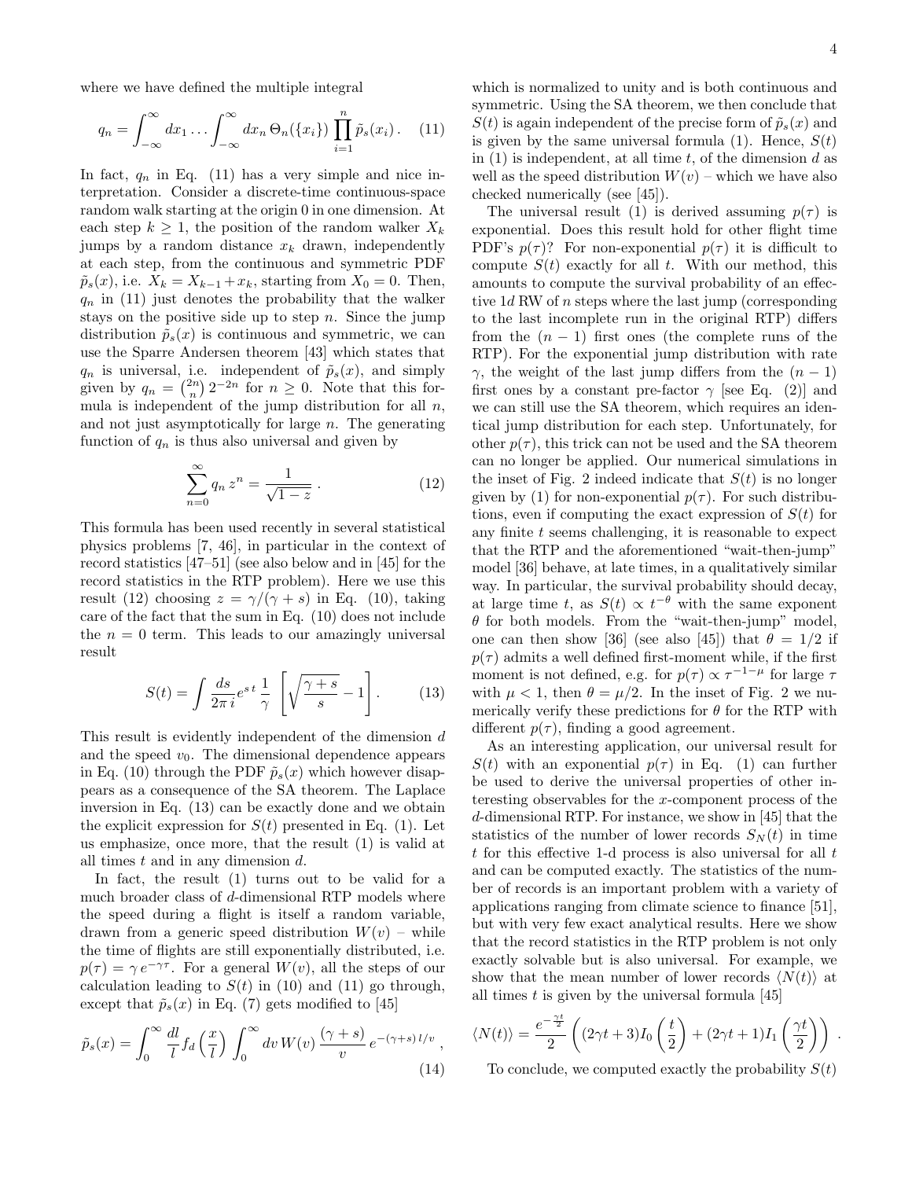where we have defined the multiple integral

$$q_n = \int_{-\infty}^{\infty} dx_1 \ldots \int_{-\infty}^{\infty} dx_n \, \Theta_n(\{x_i\}) \prod_{i=1}^{n} \tilde{p}_s(x_i) \,. \quad (11)$$

In fact, $q_n$ in Eq. (11) has a very simple and nice interpretation. Consider a discrete-time continuous-space random walk starting at the origin 0 in one dimension. At each step $k \geq 1$, the position of the random walker $X_k$ jumps by a random distance $x_k$ drawn, independently at each step, from the continuous and symmetric PDF $\tilde{p}_s(x)$, i.e. $X_k = X_{k-1} + x_k$, starting from $X_0 = 0$. Then, $q_n$ in (11) just denotes the probability that the walker stays on the positive side up to step $n$. Since the jump distribution $\tilde{p}_s(x)$ is continuous and symmetric, we can use the Sparre Andersen theorem [43] which states that $q_n$ is universal, i.e. independent of $\tilde{p}_s(x)$, and simply given by $q_n = \binom{2n}{n} 2^{-2n}$ for $n \geq 0$. Note that this formula is independent of the jump distribution for all $n$, and not just asymptotically for large $n$. The generating function of $q_n$ is thus also universal and given by

$$\sum_{n=0}^{\infty} q_n \, z^n = \frac{1}{\sqrt{1-z}} \,. \quad (12)$$

This formula has been used recently in several statistical physics problems [7, 46], in particular in the context of record statistics [47–51] (see also below and in [45] for the record statistics in the RTP problem). Here we use this result (12) choosing $z = \gamma/(\gamma + s)$ in Eq. (10), taking care of the fact that the sum in Eq. (10) does not include the $n = 0$ term. This leads to our amazingly universal result

$$S(t) = \int \frac{ds}{2\pi i} e^{s\,t} \, \frac{1}{\gamma} \left[ \sqrt{\frac{\gamma + s}{s}} - 1 \right]. \quad (13)$$

This result is evidently independent of the dimension $d$ and the speed $v_0$. The dimensional dependence appears in Eq. (10) through the PDF $\tilde{p}_s(x)$ which however disappears as a consequence of the SA theorem. The Laplace inversion in Eq. (13) can be exactly done and we obtain the explicit expression for $S(t)$ presented in Eq. (1). Let us emphasize, once more, that the result (1) is valid at all times $t$ and in any dimension $d$.

In fact, the result (1) turns out to be valid for a much broader class of $d$-dimensional RTP models where the speed during a flight is itself a random variable, drawn from a generic speed distribution $W(v)$ – while the time of flights are still exponentially distributed, i.e. $p(\tau) = \gamma \, e^{-\gamma \tau}$. For a general $W(v)$, all the steps of our calculation leading to $S(t)$ in (10) and (11) go through, except that $\tilde{p}_s(x)$ in Eq. (7) gets modified to [45]

$$\tilde{p}_s(x) = \int_0^{\infty} \frac{dl}{l} f_d\left(\frac{x}{l}\right) \int_0^{\infty} dv \, W(v) \, \frac{(\gamma + s)}{v} \, e^{-(\gamma+s)\, l/v} \,, \quad (14)$$

which is normalized to unity and is both continuous and symmetric. Using the SA theorem, we then conclude that $S(t)$ is again independent of the precise form of $\tilde{p}_s(x)$ and is given by the same universal formula (1). Hence, $S(t)$ in (1) is independent, at all time $t$, of the dimension $d$ as well as the speed distribution $W(v)$ – which we have also checked numerically (see [45]).

The universal result (1) is derived assuming $p(\tau)$ is exponential. Does this result hold for other flight time PDF's $p(\tau)$? For non-exponential $p(\tau)$ it is difficult to compute $S(t)$ exactly for all $t$. With our method, this amounts to compute the survival probability of an effective 1$d$ RW of $n$ steps where the last jump (corresponding to the last incomplete run in the original RTP) differs from the $(n-1)$ first ones (the complete runs of the RTP). For the exponential jump distribution with rate $\gamma$, the weight of the last jump differs from the $(n-1)$ first ones by a constant pre-factor $\gamma$ [see Eq. (2)] and we can still use the SA theorem, which requires an identical jump distribution for each step. Unfortunately, for other $p(\tau)$, this trick can not be used and the SA theorem can no longer be applied. Our numerical simulations in the inset of Fig. 2 indeed indicate that $S(t)$ is no longer given by (1) for non-exponential $p(\tau)$. For such distributions, even if computing the exact expression of $S(t)$ for any finite $t$ seems challenging, it is reasonable to expect that the RTP and the aforementioned "wait-then-jump" model [36] behave, at late times, in a qualitatively similar way. In particular, the survival probability should decay, at large time $t$, as $S(t) \propto t^{-\theta}$ with the same exponent $\theta$ for both models. From the "wait-then-jump" model, one can then show [36] (see also [45]) that $\theta = 1/2$ if $p(\tau)$ admits a well defined first-moment while, if the first moment is not defined, e.g. for $p(\tau) \propto \tau^{-1-\mu}$ for large $\tau$ with $\mu < 1$, then $\theta = \mu/2$. In the inset of Fig. 2 we numerically verify these predictions for $\theta$ for the RTP with different $p(\tau)$, finding a good agreement.

As an interesting application, our universal result for $S(t)$ with an exponential $p(\tau)$ in Eq. (1) can further be used to derive the universal properties of other interesting observables for the $x$-component process of the $d$-dimensional RTP. For instance, we show in [45] that the statistics of the number of lower records $S_N(t)$ in time $t$ for this effective 1-d process is also universal for all $t$ and can be computed exactly. The statistics of the number of records is an important problem with a variety of applications ranging from climate science to finance [51], but with very few exact analytical results. Here we show that the record statistics in the RTP problem is not only exactly solvable but is also universal. For example, we show that the mean number of lower records $\langle N(t) \rangle$ at all times $t$ is given by the universal formula [45]

$$\langle N(t) \rangle = \frac{e^{-\frac{\gamma t}{2}}}{2} \left( (2\gamma t + 3) I_0\left(\frac{t}{2}\right) + (2\gamma t + 1) I_1\left(\frac{\gamma t}{2}\right) \right) \,.$$

To conclude, we computed exactly the probability $S(t)$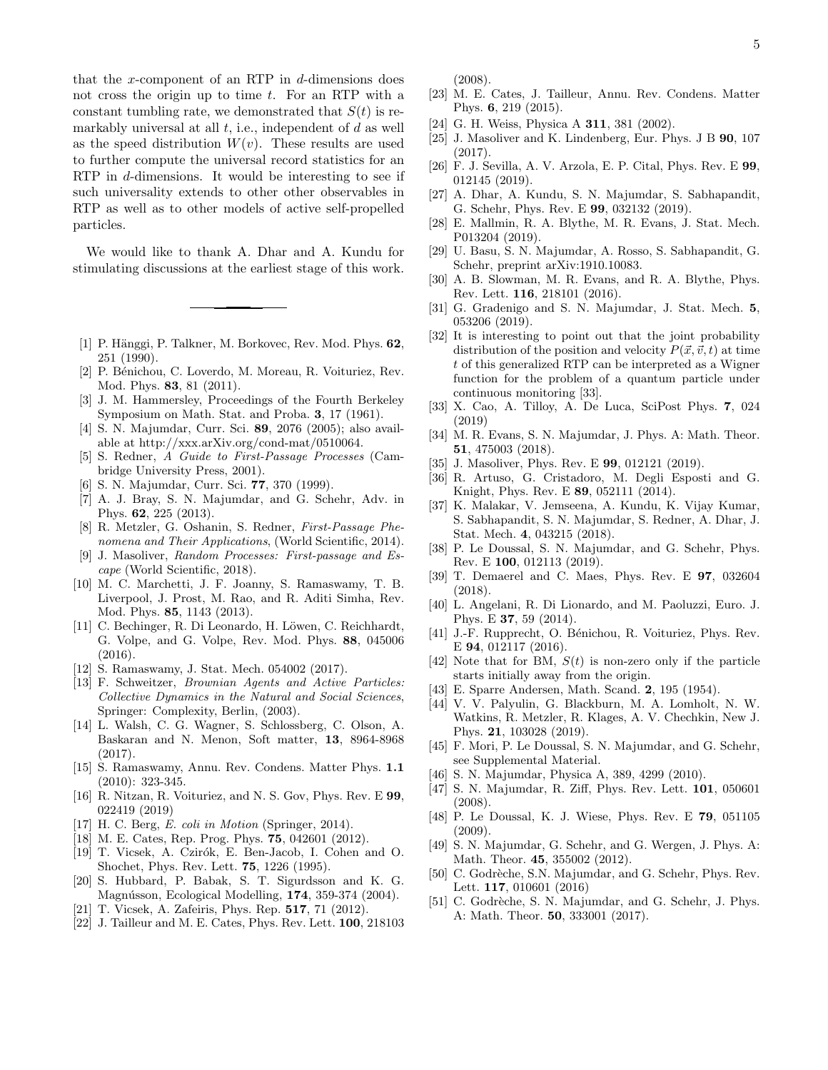that the $x$-component of an RTP in $d$-dimensions does not cross the origin up to time $t$. For an RTP with a constant tumbling rate, we demonstrated that $S(t)$ is remarkably universal at all $t$, i.e., independent of $d$ as well as the speed distribution $W(v)$. These results are used to further compute the universal record statistics for an RTP in $d$-dimensions. It would be interesting to see if such universality extends to other other observables in RTP as well as to other models of active self-propelled particles.

We would like to thank A. Dhar and A. Kundu for stimulating discussions at the earliest stage of this work.

---

[1] P. Hänggi, P. Talkner, M. Borkovec, Rev. Mod. Phys. **62**, 251 (1990).

[2] P. Bénichou, C. Loverdo, M. Moreau, R. Voituriez, Rev. Mod. Phys. **83**, 81 (2011).

[3] J. M. Hammersley, Proceedings of the Fourth Berkeley Symposium on Math. Stat. and Proba. **3**, 17 (1961).

[4] S. N. Majumdar, Curr. Sci. **89**, 2076 (2005); also available at http://xxx.arXiv.org/cond-mat/0510064.

[5] S. Redner, *A Guide to First-Passage Processes* (Cambridge University Press, 2001).

[6] S. N. Majumdar, Curr. Sci. **77**, 370 (1999).

[7] A. J. Bray, S. N. Majumdar, and G. Schehr, Adv. in Phys. **62**, 225 (2013).

[8] R. Metzler, G. Oshanin, S. Redner, *First-Passage Phenomena and Their Applications*, (World Scientific, 2014).

[9] J. Masoliver, *Random Processes: First-passage and Escape* (World Scientific, 2018).

[10] M. C. Marchetti, J. F. Joanny, S. Ramaswamy, T. B. Liverpool, J. Prost, M. Rao, and R. Aditi Simha, Rev. Mod. Phys. **85**, 1143 (2013).

[11] C. Bechinger, R. Di Leonardo, H. Löwen, C. Reichhardt, G. Volpe, and G. Volpe, Rev. Mod. Phys. **88**, 045006 (2016).

[12] S. Ramaswamy, J. Stat. Mech. 054002 (2017).

[13] F. Schweitzer, *Brownian Agents and Active Particles: Collective Dynamics in the Natural and Social Sciences*, Springer: Complexity, Berlin, (2003).

[14] L. Walsh, C. G. Wagner, S. Schlossberg, C. Olson, A. Baskaran and N. Menon, Soft matter, **13**, 8964-8968 (2017).

[15] S. Ramaswamy, Annu. Rev. Condens. Matter Phys. **1.1** (2010): 323-345.

[16] R. Nitzan, R. Voituriez, and N. S. Gov, Phys. Rev. E **99**, 022419 (2019)

[17] H. C. Berg, *E. coli in Motion* (Springer, 2014).

[18] M. E. Cates, Rep. Prog. Phys. **75**, 042601 (2012).

[19] T. Vicsek, A. Czirók, E. Ben-Jacob, I. Cohen and O. Shochet, Phys. Rev. Lett. **75**, 1226 (1995).

[20] S. Hubbard, P. Babak, S. T. Sigurdsson and K. G. Magnússon, Ecological Modelling, **174**, 359-374 (2004).

[21] T. Vicsek, A. Zafeiris, Phys. Rep. **517**, 71 (2012).

[22] J. Tailleur and M. E. Cates, Phys. Rev. Lett. **100**, 218103 (2008).

[23] M. E. Cates, J. Tailleur, Annu. Rev. Condens. Matter Phys. **6**, 219 (2015).

[24] G. H. Weiss, Physica A **311**, 381 (2002).

[25] J. Masoliver and K. Lindenberg, Eur. Phys. J B **90**, 107 (2017).

[26] F. J. Sevilla, A. V. Arzola, E. P. Cital, Phys. Rev. E **99**, 012145 (2019).

[27] A. Dhar, A. Kundu, S. N. Majumdar, S. Sabhapandit, G. Schehr, Phys. Rev. E **99**, 032132 (2019).

[28] E. Mallmin, R. A. Blythe, M. R. Evans, J. Stat. Mech. P013204 (2019).

[29] U. Basu, S. N. Majumdar, A. Rosso, S. Sabhapandit, G. Schehr, preprint arXiv:1910.10083.

[30] A. B. Slowman, M. R. Evans, and R. A. Blythe, Phys. Rev. Lett. **116**, 218101 (2016).

[31] G. Gradenigo and S. N. Majumdar, J. Stat. Mech. **5**, 053206 (2019).

[32] It is interesting to point out that the joint probability distribution of the position and velocity $P(\vec{x}, \vec{v}, t)$ at time $t$ of this generalized RTP can be interpreted as a Wigner function for the problem of a quantum particle under continuous monitoring [33].

[33] X. Cao, A. Tilloy, A. De Luca, SciPost Phys. **7**, 024 (2019)

[34] M. R. Evans, S. N. Majumdar, J. Phys. A: Math. Theor. **51**, 475003 (2018).

[35] J. Masoliver, Phys. Rev. E **99**, 012121 (2019).

[36] R. Artuso, G. Cristadoro, M. Degli Esposti and G. Knight, Phys. Rev. E **89**, 052111 (2014).

[37] K. Malakar, V. Jemseena, A. Kundu, K. Vijay Kumar, S. Sabhapandit, S. N. Majumdar, S. Redner, A. Dhar, J. Stat. Mech. **4**, 043215 (2018).

[38] P. Le Doussal, S. N. Majumdar, and G. Schehr, Phys. Rev. E **100**, 012113 (2019).

[39] T. Demaerel and C. Maes, Phys. Rev. E **97**, 032604 (2018).

[40] L. Angelani, R. Di Lionardo, and M. Paoluzzi, Euro. J. Phys. E **37**, 59 (2014).

[41] J.-F. Rupprecht, O. Bénichou, R. Voituriez, Phys. Rev. E **94**, 012117 (2016).

[42] Note that for BM, $S(t)$ is non-zero only if the particle starts initially away from the origin.

[43] E. Sparre Andersen, Math. Scand. **2**, 195 (1954).

[44] V. V. Palyulin, G. Blackburn, M. A. Lomholt, N. W. Watkins, R. Metzler, R. Klages, A. V. Chechkin, New J. Phys. **21**, 103028 (2019).

[45] F. Mori, P. Le Doussal, S. N. Majumdar, and G. Schehr, see Supplemental Material.

[46] S. N. Majumdar, Physica A, 389, 4299 (2010).

[47] S. N. Majumdar, R. Ziff, Phys. Rev. Lett. **101**, 050601 (2008).

[48] P. Le Doussal, K. J. Wiese, Phys. Rev. E **79**, 051105 (2009).

[49] S. N. Majumdar, G. Schehr, and G. Wergen, J. Phys. A: Math. Theor. **45**, 355002 (2012).

[50] C. Godrèche, S.N. Majumdar, and G. Schehr, Phys. Rev. Lett. **117**, 010601 (2016)

[51] C. Godrèche, S. N. Majumdar, and G. Schehr, J. Phys. A: Math. Theor. **50**, 333001 (2017).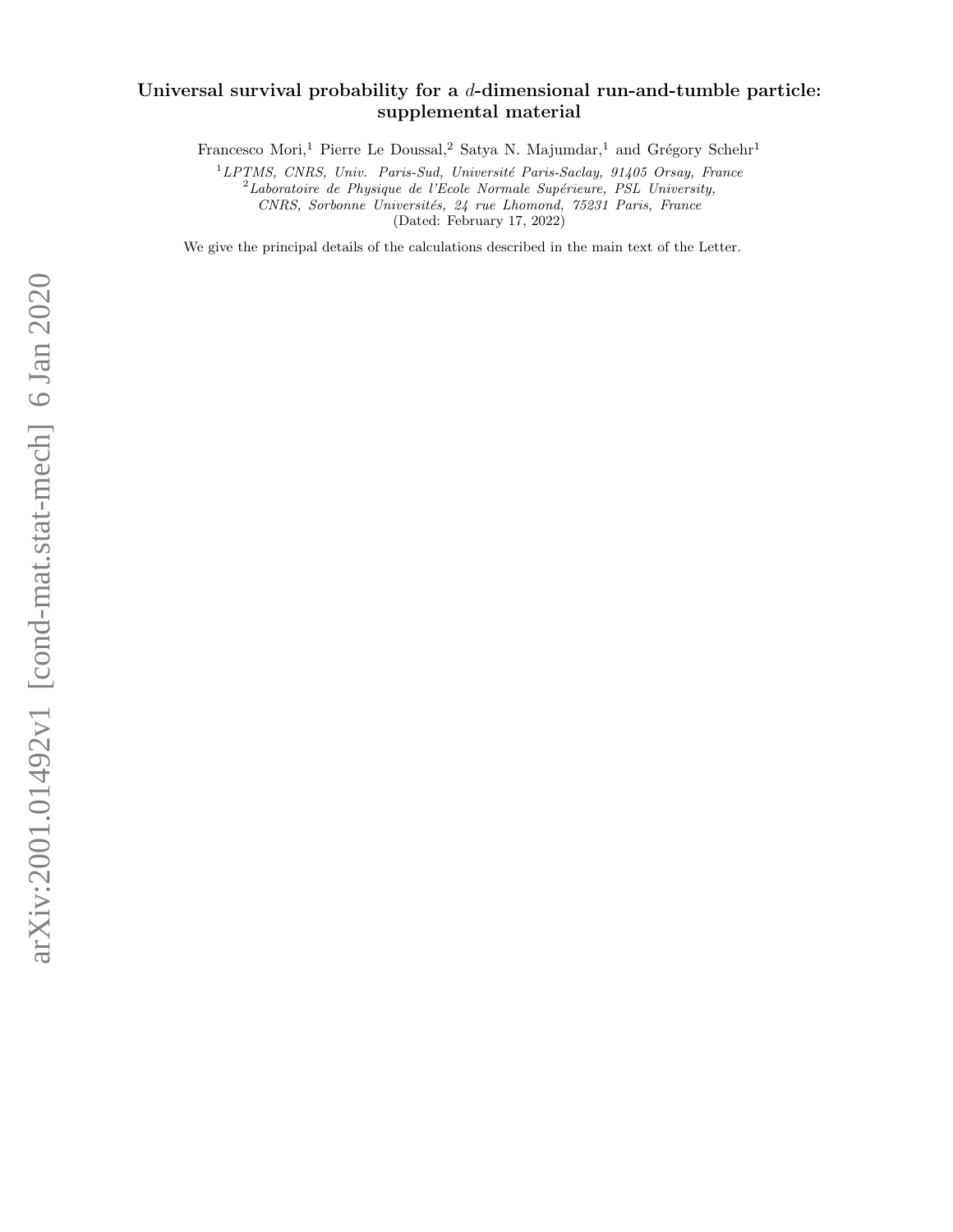# Universal survival probability for a $d$-dimensional run-and-tumble particle: supplemental material

Francesco Mori,[1] Pierre Le Doussal,[2] Satya N. Majumdar,[1] and Grégory Schehr[1]

[1]LPTMS, CNRS, Univ. Paris-Sud, Université Paris-Saclay, 91405 Orsay, France
[2]Laboratoire de Physique de l'Ecole Normale Supérieure, PSL University, CNRS, Sorbonne Universités, 24 rue Lhomond, 75231 Paris, France
(Dated: February 17, 2022)

We give the principal details of the calculations described in the main text of the Letter.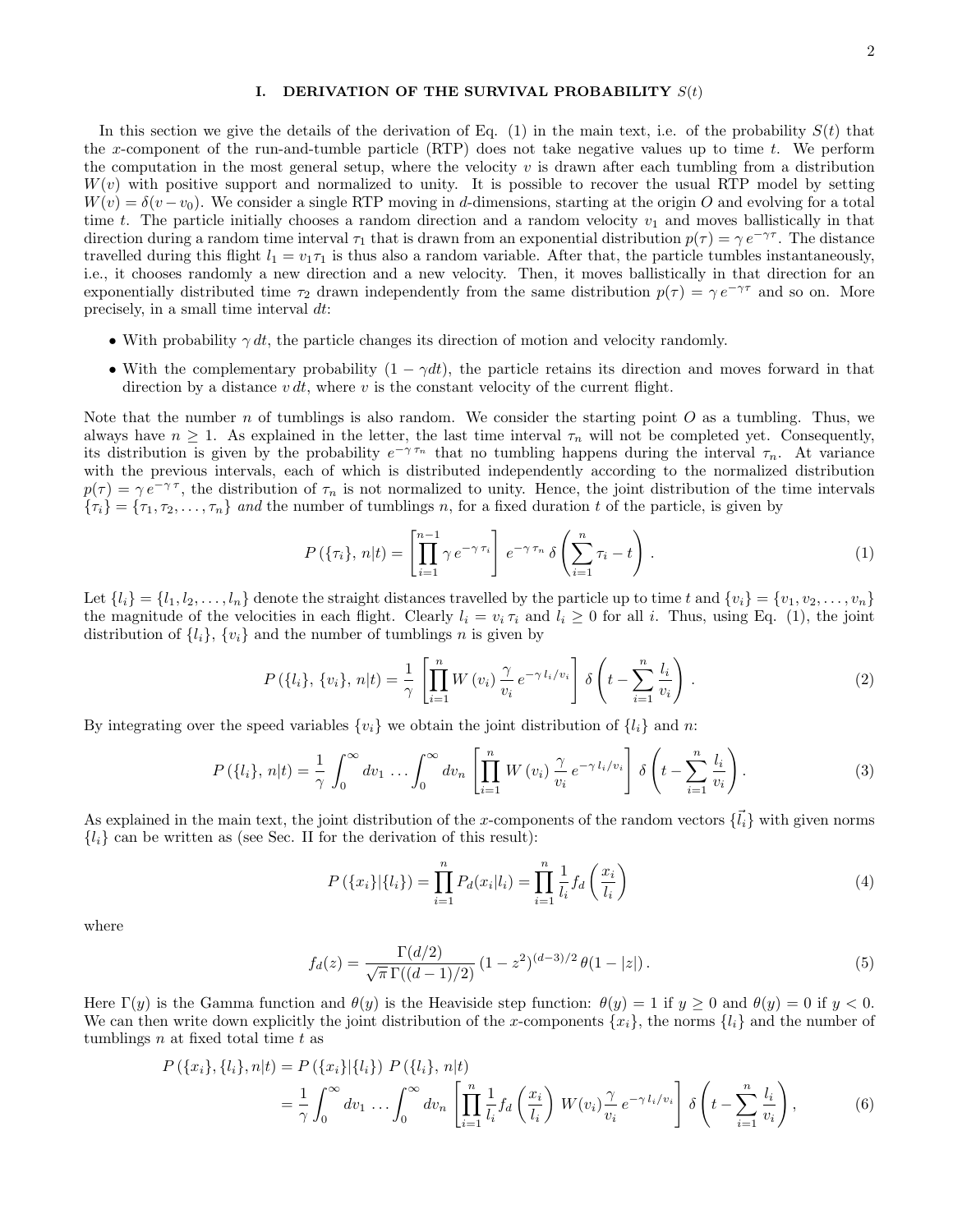## I. DERIVATION OF THE SURVIVAL PROBABILITY $S(t)$

In this section we give the details of the derivation of Eq. (1) in the main text, i.e. of the probability $S(t)$ that the $x$-component of the run-and-tumble particle (RTP) does not take negative values up to time $t$. We perform the computation in the most general setup, where the velocity $v$ is drawn after each tumbling from a distribution $W(v)$ with positive support and normalized to unity. It is possible to recover the usual RTP model by setting $W(v) = \delta(v - v_0)$. We consider a single RTP moving in $d$-dimensions, starting at the origin $O$ and evolving for a total time $t$. The particle initially chooses a random direction and a random velocity $v_1$ and moves ballistically in that direction during a random time interval $\tau_1$ that is drawn from an exponential distribution $p(\tau) = \gamma\, e^{-\gamma\tau}$. The distance travelled during this flight $l_1 = v_1\tau_1$ is thus also a random variable. After that, the particle tumbles instantaneously, i.e., it chooses randomly a new direction and a new velocity. Then, it moves ballistically in that direction for an exponentially distributed time $\tau_2$ drawn independently from the same distribution $p(\tau) = \gamma\, e^{-\gamma\tau}$ and so on. More precisely, in a small time interval $dt$:

- With probability $\gamma\, dt$, the particle changes its direction of motion and velocity randomly.
- With the complementary probability $(1 - \gamma dt)$, the particle retains its direction and moves forward in that direction by a distance $v\, dt$, where $v$ is the constant velocity of the current flight.

Note that the number $n$ of tumblings is also random. We consider the starting point $O$ as a tumbling. Thus, we always have $n \geq 1$. As explained in the letter, the last time interval $\tau_n$ will not be completed yet. Consequently, its distribution is given by the probability $e^{-\gamma\,\tau_n}$ that no tumbling happens during the interval $\tau_n$. At variance with the previous intervals, each of which is distributed independently according to the normalized distribution $p(\tau) = \gamma\, e^{-\gamma\,\tau}$, the distribution of $\tau_n$ is not normalized to unity. Hence, the joint distribution of the time intervals $\{\tau_i\} = \{\tau_1, \tau_2, \dots, \tau_n\}$ *and* the number of tumblings $n$, for a fixed duration $t$ of the particle, is given by

$$P\left(\{\tau_i\},\, n|t\right) = \left[\prod_{i=1}^{n-1} \gamma\, e^{-\gamma\,\tau_i}\right] e^{-\gamma\,\tau_n}\, \delta\left(\sum_{i=1}^{n} \tau_i - t\right). \tag{1}$$

Let $\{l_i\} = \{l_1, l_2, \dots, l_n\}$ denote the straight distances travelled by the particle up to time $t$ and $\{v_i\} = \{v_1, v_2, \dots, v_n\}$ the magnitude of the velocities in each flight. Clearly $l_i = v_i\,\tau_i$ and $l_i \geq 0$ for all $i$. Thus, using Eq. (1), the joint distribution of $\{l_i\}$, $\{v_i\}$ and the number of tumblings $n$ is given by

$$P\left(\{l_i\},\, \{v_i\},\, n|t\right) = \frac{1}{\gamma}\left[\prod_{i=1}^{n} W\left(v_i\right) \frac{\gamma}{v_i}\, e^{-\gamma\, l_i/v_i}\right] \delta\left(t - \sum_{i=1}^{n} \frac{l_i}{v_i}\right). \tag{2}$$

By integrating over the speed variables $\{v_i\}$ we obtain the joint distribution of $\{l_i\}$ and $n$:

$$P\left(\{l_i\},\, n|t\right) = \frac{1}{\gamma}\int_0^\infty dv_1 \dots \int_0^\infty dv_n \left[\prod_{i=1}^{n} W\left(v_i\right) \frac{\gamma}{v_i}\, e^{-\gamma\, l_i/v_i}\right] \delta\left(t - \sum_{i=1}^{n} \frac{l_i}{v_i}\right). \tag{3}$$

As explained in the main text, the joint distribution of the $x$-components of the random vectors $\{\vec{l_i}\}$ with given norms $\{l_i\}$ can be written as (see Sec. II for the derivation of this result):

$$P\left(\{x_i\}|\{l_i\}\right) = \prod_{i=1}^{n} P_d(x_i|l_i) = \prod_{i=1}^{n} \frac{1}{l_i} f_d\left(\frac{x_i}{l_i}\right) \tag{4}$$

where

$$f_d(z) = \frac{\Gamma(d/2)}{\sqrt{\pi}\,\Gamma((d-1)/2)} \left(1 - z^2\right)^{(d-3)/2} \theta(1 - |z|)\,. \tag{5}$$

Here $\Gamma(y)$ is the Gamma function and $\theta(y)$ is the Heaviside step function: $\theta(y) = 1$ if $y \geq 0$ and $\theta(y) = 0$ if $y < 0$. We can then write down explicitly the joint distribution of the $x$-components $\{x_i\}$, the norms $\{l_i\}$ and the number of tumblings $n$ at fixed total time $t$ as

$$\begin{aligned} P\left(\{x_i\}, \{l_i\}, n|t\right) &= P\left(\{x_i\}|\{l_i\}\right)\, P\left(\{l_i\},\, n|t\right) \\ &= \frac{1}{\gamma}\int_0^\infty dv_1 \dots \int_0^\infty dv_n \left[\prod_{i=1}^{n} \frac{1}{l_i} f_d\left(\frac{x_i}{l_i}\right)\, W(v_i) \frac{\gamma}{v_i}\, e^{-\gamma\, l_i/v_i}\right] \delta\left(t - \sum_{i=1}^{n} \frac{l_i}{v_i}\right), \end{aligned} \tag{6}$$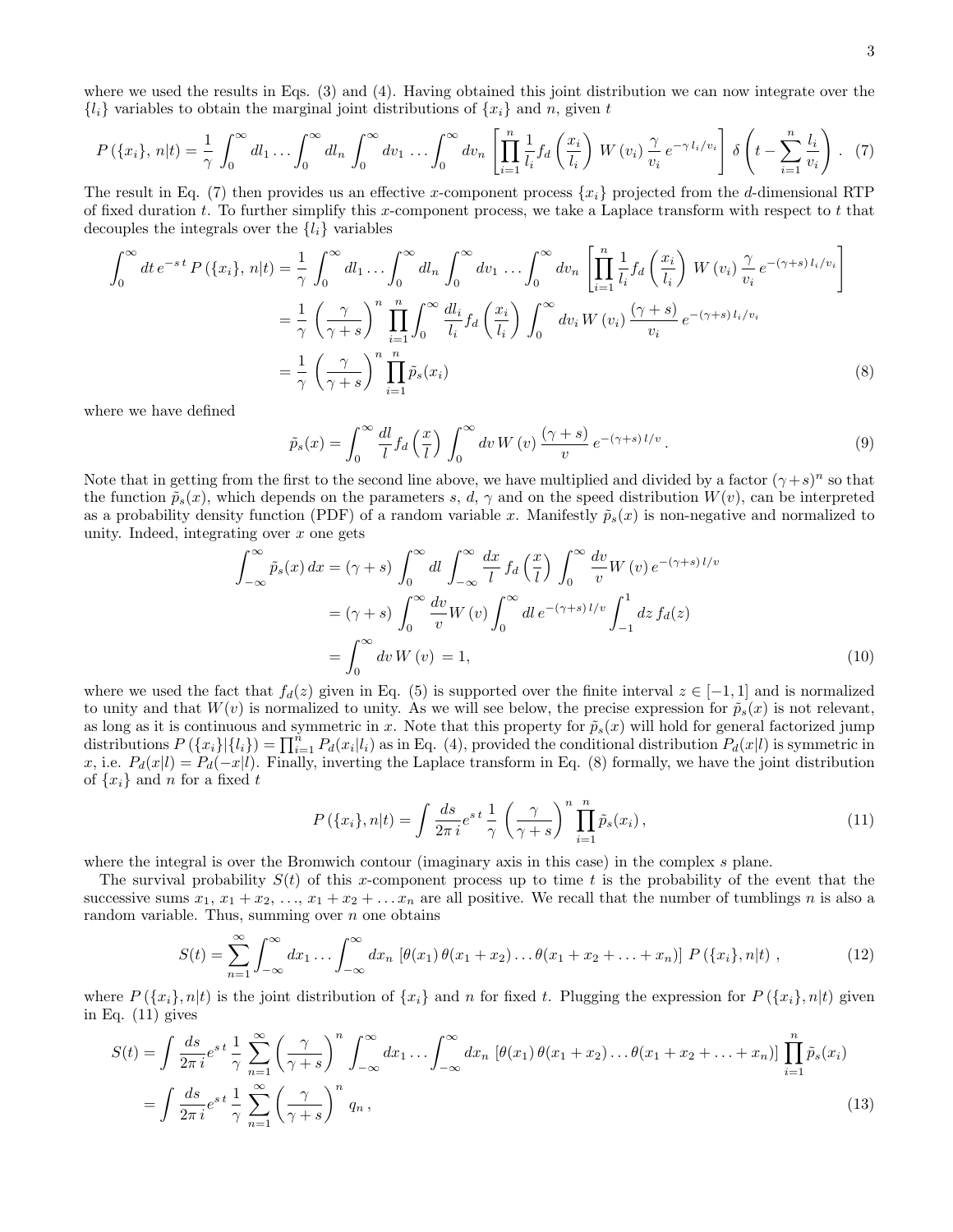where we used the results in Eqs. (3) and (4). Having obtained this joint distribution we can now integrate over the $\{l_i\}$ variables to obtain the marginal joint distributions of $\{x_i\}$ and $n$, given $t$

$$P\left(\{x_i\},\, n|t\right) = \frac{1}{\gamma}\int_0^\infty dl_1 \ldots \int_0^\infty dl_n \int_0^\infty dv_1 \ldots \int_0^\infty dv_n \left[\prod_{i=1}^n \frac{1}{l_i} f_d\left(\frac{x_i}{l_i}\right) W\left(v_i\right) \frac{\gamma}{v_i} e^{-\gamma\, l_i/v_i}\right] \delta\left(t - \sum_{i=1}^n \frac{l_i}{v_i}\right) . \quad (7)$$

The result in Eq. (7) then provides us an effective $x$-component process $\{x_i\}$ projected from the $d$-dimensional RTP of fixed duration $t$. To further simplify this $x$-component process, we take a Laplace transform with respect to $t$ that decouples the integrals over the $\{l_i\}$ variables

$$\begin{aligned}
\int_0^\infty dt\, e^{-s\,t}\, P\left(\{x_i\},\, n|t\right) &= \frac{1}{\gamma}\int_0^\infty dl_1 \ldots \int_0^\infty dl_n \int_0^\infty dv_1 \ldots \int_0^\infty dv_n \left[\prod_{i=1}^n \frac{1}{l_i} f_d\left(\frac{x_i}{l_i}\right) W\left(v_i\right) \frac{\gamma}{v_i} e^{-(\gamma+s)\, l_i/v_i}\right] \\
&= \frac{1}{\gamma}\left(\frac{\gamma}{\gamma+s}\right)^n \prod_{i=1}^n \int_0^\infty \frac{dl_i}{l_i} f_d\left(\frac{x_i}{l_i}\right) \int_0^\infty dv_i\, W\left(v_i\right) \frac{(\gamma+s)}{v_i}\, e^{-(\gamma+s)\, l_i/v_i} \\
&= \frac{1}{\gamma}\left(\frac{\gamma}{\gamma+s}\right)^n \prod_{i=1}^n \tilde{p}_s(x_i)
\end{aligned} \quad (8)$$

where we have defined

$$\tilde{p}_s(x) = \int_0^\infty \frac{dl}{l} f_d\left(\frac{x}{l}\right) \int_0^\infty dv\, W\left(v\right) \frac{(\gamma+s)}{v}\, e^{-(\gamma+s)\, l/v} . \quad (9)$$

Note that in getting from the first to the second line above, we have multiplied and divided by a factor $(\gamma+s)^n$ so that the function $\tilde{p}_s(x)$, which depends on the parameters $s$, $d$, $\gamma$ and on the speed distribution $W(v)$, can be interpreted as a probability density function (PDF) of a random variable $x$. Manifestly $\tilde{p}_s(x)$ is non-negative and normalized to unity. Indeed, integrating over $x$ one gets

$$\begin{aligned}
\int_{-\infty}^\infty \tilde{p}_s(x)\, dx &= (\gamma+s)\int_0^\infty dl \int_{-\infty}^\infty \frac{dx}{l}\, f_d\left(\frac{x}{l}\right) \int_0^\infty \frac{dv}{v} W\left(v\right) e^{-(\gamma+s)\, l/v} \\
&= (\gamma+s)\int_0^\infty \frac{dv}{v} W\left(v\right) \int_0^\infty dl\, e^{-(\gamma+s)\, l/v} \int_{-1}^1 dz\, f_d(z) \\
&= \int_0^\infty dv\, W\left(v\right) = 1,
\end{aligned} \quad (10)$$

where we used the fact that $f_d(z)$ given in Eq. (5) is supported over the finite interval $z \in [-1, 1]$ and is normalized to unity and that $W(v)$ is normalized to unity. As we will see below, the precise expression for $\tilde{p}_s(x)$ is not relevant, as long as it is continuous and symmetric in $x$. Note that this property for $\tilde{p}_s(x)$ will hold for general factorized jump distributions $P\left(\{x_i\}|\{l_i\}\right) = \prod_{i=1}^n P_d(x_i|l_i)$ as in Eq. (4), provided the conditional distribution $P_d(x|l)$ is symmetric in $x$, i.e. $P_d(x|l) = P_d(-x|l)$. Finally, inverting the Laplace transform in Eq. (8) formally, we have the joint distribution of $\{x_i\}$ and $n$ for a fixed $t$

$$P\left(\{x_i\}, n|t\right) = \int \frac{ds}{2\pi\, i} e^{s\,t}\, \frac{1}{\gamma}\left(\frac{\gamma}{\gamma+s}\right)^n \prod_{i=1}^n \tilde{p}_s(x_i) , \quad (11)$$

where the integral is over the Bromwich contour (imaginary axis in this case) in the complex $s$ plane.

The survival probability $S(t)$ of this $x$-component process up to time $t$ is the probability of the event that the successive sums $x_1$, $x_1 + x_2$, ..., $x_1 + x_2 + \ldots x_n$ are all positive. We recall that the number of tumblings $n$ is also a random variable. Thus, summing over $n$ one obtains

$$S(t) = \sum_{n=1}^\infty \int_{-\infty}^\infty dx_1 \ldots \int_{-\infty}^\infty dx_n \left[\theta(x_1)\,\theta(x_1+x_2)\ldots\theta(x_1+x_2+\ldots+x_n)\right] P\left(\{x_i\}, n|t\right) , \quad (12)$$

where $P\left(\{x_i\}, n|t\right)$ is the joint distribution of $\{x_i\}$ and $n$ for fixed $t$. Plugging the expression for $P\left(\{x_i\}, n|t\right)$ given in Eq. (11) gives

$$\begin{aligned}
S(t) &= \int \frac{ds}{2\pi\, i} e^{s\,t}\, \frac{1}{\gamma} \sum_{n=1}^\infty \left(\frac{\gamma}{\gamma+s}\right)^n \int_{-\infty}^\infty dx_1 \ldots \int_{-\infty}^\infty dx_n \left[\theta(x_1)\,\theta(x_1+x_2)\ldots\theta(x_1+x_2+\ldots+x_n)\right] \prod_{i=1}^n \tilde{p}_s(x_i) \\
&= \int \frac{ds}{2\pi\, i} e^{s\,t}\, \frac{1}{\gamma} \sum_{n=1}^\infty \left(\frac{\gamma}{\gamma+s}\right)^n q_n ,
\end{aligned} \quad (13)$$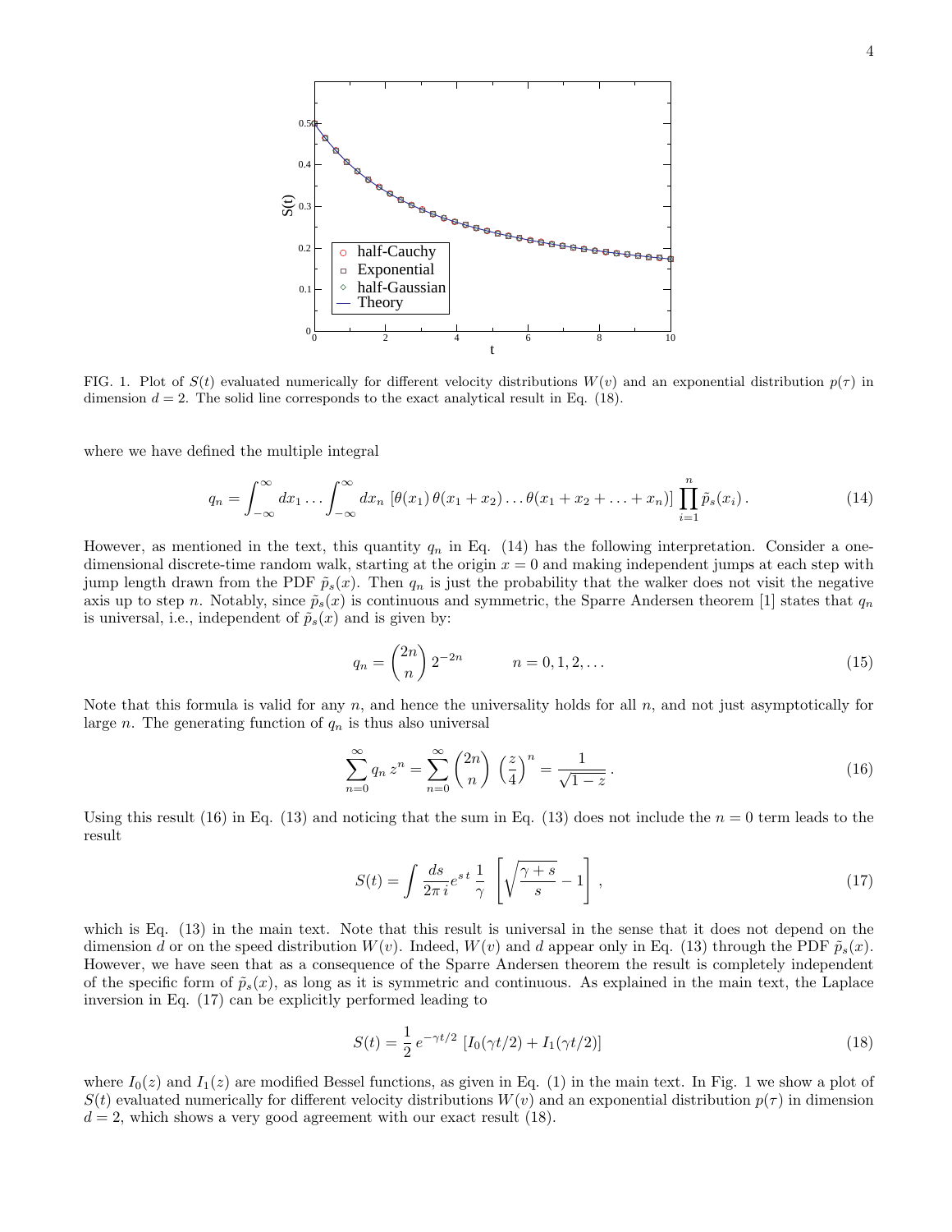FIG. 1. Plot of $S(t)$ evaluated numerically for different velocity distributions $W(v)$ and an exponential distribution $p(\tau)$ in dimension $d = 2$. The solid line corresponds to the exact analytical result in Eq. (18).

where we have defined the multiple integral

$$q_n = \int_{-\infty}^{\infty} dx_1 \ldots \int_{-\infty}^{\infty} dx_n \, [\theta(x_1)\, \theta(x_1 + x_2) \ldots \theta(x_1 + x_2 + \ldots + x_n)] \prod_{i=1}^{n} \tilde{p}_s(x_i)\,. \tag{14}$$

However, as mentioned in the text, this quantity $q_n$ in Eq. (14) has the following interpretation. Consider a one-dimensional discrete-time random walk, starting at the origin $x = 0$ and making independent jumps at each step with jump length drawn from the PDF $\tilde{p}_s(x)$. Then $q_n$ is just the probability that the walker does not visit the negative axis up to step $n$. Notably, since $\tilde{p}_s(x)$ is continuous and symmetric, the Sparre Andersen theorem [1] states that $q_n$ is universal, i.e., independent of $\tilde{p}_s(x)$ and is given by:

$$q_n = \binom{2n}{n} 2^{-2n} \qquad\qquad n = 0, 1, 2, \ldots \tag{15}$$

Note that this formula is valid for any $n$, and hence the universality holds for all $n$, and not just asymptotically for large $n$. The generating function of $q_n$ is thus also universal

$$\sum_{n=0}^{\infty} q_n \, z^n = \sum_{n=0}^{\infty} \binom{2n}{n} \left(\frac{z}{4}\right)^n = \frac{1}{\sqrt{1-z}}\,. \tag{16}$$

Using this result (16) in Eq. (13) and noticing that the sum in Eq. (13) does not include the $n = 0$ term leads to the result

$$S(t) = \int \frac{ds}{2\pi\, i} e^{s\,t} \, \frac{1}{\gamma} \, \left[\sqrt{\frac{\gamma + s}{s}} - 1\right]\,, \tag{17}$$

which is Eq. (13) in the main text. Note that this result is universal in the sense that it does not depend on the dimension $d$ or on the speed distribution $W(v)$. Indeed, $W(v)$ and $d$ appear only in Eq. (13) through the PDF $\tilde{p}_s(x)$. However, we have seen that as a consequence of the Sparre Andersen theorem the result is completely independent of the specific form of $\tilde{p}_s(x)$, as long as it is symmetric and continuous. As explained in the main text, the Laplace inversion in Eq. (17) can be explicitly performed leading to

$$S(t) = \frac{1}{2}\, e^{-\gamma t/2} \, [I_0(\gamma t/2) + I_1(\gamma t/2)] \tag{18}$$

where $I_0(z)$ and $I_1(z)$ are modified Bessel functions, as given in Eq. (1) in the main text. In Fig. 1 we show a plot of $S(t)$ evaluated numerically for different velocity distributions $W(v)$ and an exponential distribution $p(\tau)$ in dimension $d = 2$, which shows a very good agreement with our exact result (18).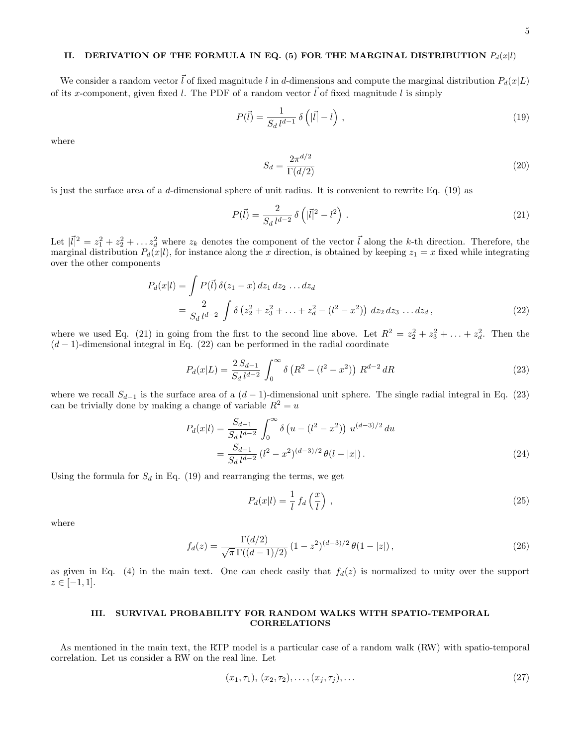## II. DERIVATION OF THE FORMULA IN EQ. (5) FOR THE MARGINAL DISTRIBUTION $P_d(x|l)$

We consider a random vector $\vec{l}$ of fixed magnitude $l$ in $d$-dimensions and compute the marginal distribution $P_d(x|L)$ of its $x$-component, given fixed $l$. The PDF of a random vector $\vec{l}$ of fixed magnitude $l$ is simply

$$P(\vec{l}) = \frac{1}{S_d\, l^{d-1}}\, \delta\left(|\vec{l}| - l\right)\,, \tag{19}$$

where

$$S_d = \frac{2\pi^{d/2}}{\Gamma(d/2)} \tag{20}$$

is just the surface area of a $d$-dimensional sphere of unit radius. It is convenient to rewrite Eq. (19) as

$$P(\vec{l}) = \frac{2}{S_d\, l^{d-2}}\, \delta\left(|\vec{l}|^2 - l^2\right)\,. \tag{21}$$

Let $|\vec{l}|^2 = z_1^2 + z_2^2 + \ldots z_d^2$ where $z_k$ denotes the component of the vector $\vec{l}$ along the $k$-th direction. Therefore, the marginal distribution $P_d(x|l)$, for instance along the $x$ direction, is obtained by keeping $z_1 = x$ fixed while integrating over the other components

$$\begin{aligned} P_d(x|l) &= \int P(\vec{l})\, \delta(z_1 - x)\, dz_1\, dz_2\, \ldots dz_d \\ &= \frac{2}{S_d\, l^{d-2}} \int \delta\left(z_2^2 + z_3^2 + \ldots + z_d^2 - (l^2 - x^2)\right)\, dz_2\, dz_3\, \ldots dz_d\,, \end{aligned} \tag{22}$$

where we used Eq. (21) in going from the first to the second line above. Let $R^2 = z_2^2 + z_3^2 + \ldots + z_d^2$. Then the $(d-1)$-dimensional integral in Eq. (22) can be performed in the radial coordinate

$$P_d(x|L) = \frac{2\, S_{d-1}}{S_d\, l^{d-2}} \int_0^\infty \delta\left(R^2 - (l^2 - x^2)\right)\, R^{d-2}\, dR \tag{23}$$

where we recall $S_{d-1}$ is the surface area of a $(d-1)$-dimensional unit sphere. The single radial integral in Eq. (23) can be trivially done by making a change of variable $R^2 = u$

$$\begin{aligned} P_d(x|l) &= \frac{S_{d-1}}{S_d\, l^{d-2}} \int_0^\infty \delta\left(u - (l^2 - x^2)\right)\, u^{(d-3)/2}\, du \\ &= \frac{S_{d-1}}{S_d\, l^{d-2}}\, (l^2 - x^2)^{(d-3)/2}\, \theta(l - |x|)\,. \end{aligned} \tag{24}$$

Using the formula for $S_d$ in Eq. (19) and rearranging the terms, we get

$$P_d(x|l) = \frac{1}{l}\, f_d\left(\frac{x}{l}\right)\,, \tag{25}$$

where

$$f_d(z) = \frac{\Gamma(d/2)}{\sqrt{\pi}\,\Gamma((d-1)/2)}\, (1 - z^2)^{(d-3)/2}\, \theta(1 - |z|)\,, \tag{26}$$

as given in Eq. (4) in the main text. One can check easily that $f_d(z)$ is normalized to unity over the support $z \in [-1, 1]$.

## III. SURVIVAL PROBABILITY FOR RANDOM WALKS WITH SPATIO-TEMPORAL CORRELATIONS

As mentioned in the main text, the RTP model is a particular case of a random walk (RW) with spatio-temporal correlation. Let us consider a RW on the real line. Let

$$(x_1, \tau_1),\, (x_2, \tau_2), \ldots, (x_j, \tau_j), \ldots \tag{27}$$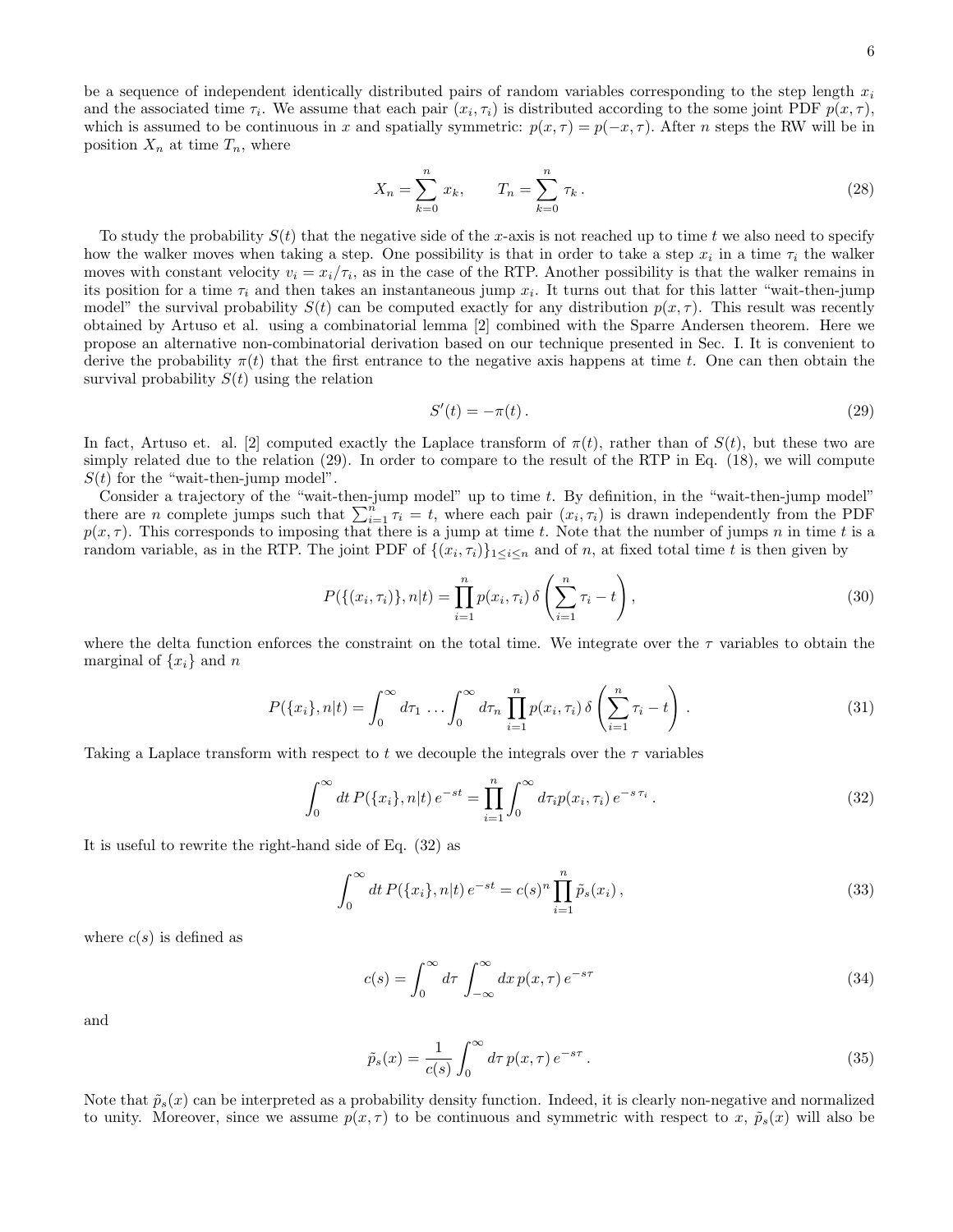be a sequence of independent identically distributed pairs of random variables corresponding to the step length $x_i$ and the associated time $\tau_i$. We assume that each pair $(x_i, \tau_i)$ is distributed according to the some joint PDF $p(x, \tau)$, which is assumed to be continuous in $x$ and spatially symmetric: $p(x, \tau) = p(-x, \tau)$. After $n$ steps the RW will be in position $X_n$ at time $T_n$, where

$$X_n = \sum_{k=0}^{n} x_k , \qquad T_n = \sum_{k=0}^{n} \tau_k \,. \tag{28}$$

To study the probability $S(t)$ that the negative side of the $x$-axis is not reached up to time $t$ we also need to specify how the walker moves when taking a step. One possibility is that in order to take a step $x_i$ in a time $\tau_i$ the walker moves with constant velocity $v_i = x_i/\tau_i$, as in the case of the RTP. Another possibility is that the walker remains in its position for a time $\tau_i$ and then takes an instantaneous jump $x_i$. It turns out that for this latter "wait-then-jump model" the survival probability $S(t)$ can be computed exactly for any distribution $p(x, \tau)$. This result was recently obtained by Artuso et al. using a combinatorial lemma [2] combined with the Sparre Andersen theorem. Here we propose an alternative non-combinatorial derivation based on our technique presented in Sec. I. It is convenient to derive the probability $\pi(t)$ that the first entrance to the negative axis happens at time $t$. One can then obtain the survival probability $S(t)$ using the relation

$$S'(t) = -\pi(t) \,. \tag{29}$$

In fact, Artuso et. al. [2] computed exactly the Laplace transform of $\pi(t)$, rather than of $S(t)$, but these two are simply related due to the relation (29). In order to compare to the result of the RTP in Eq. (18), we will compute $S(t)$ for the "wait-then-jump model".

Consider a trajectory of the "wait-then-jump model" up to time $t$. By definition, in the "wait-then-jump model" there are $n$ complete jumps such that $\sum_{i=1}^{n} \tau_i = t$, where each pair $(x_i, \tau_i)$ is drawn independently from the PDF $p(x, \tau)$. This corresponds to imposing that there is a jump at time $t$. Note that the number of jumps $n$ in time $t$ is a random variable, as in the RTP. The joint PDF of $\{(x_i, \tau_i)\}_{1 \le i \le n}$ and of $n$, at fixed total time $t$ is then given by

$$P(\{(x_i, \tau_i)\}, n | t) = \prod_{i=1}^{n} p(x_i, \tau_i) \, \delta\left( \sum_{i=1}^{n} \tau_i - t \right) , \tag{30}$$

where the delta function enforces the constraint on the total time. We integrate over the $\tau$ variables to obtain the marginal of $\{x_i\}$ and $n$

$$P(\{x_i\}, n | t) = \int_0^\infty d\tau_1 \ldots \int_0^\infty d\tau_n \prod_{i=1}^{n} p(x_i, \tau_i) \, \delta\left( \sum_{i=1}^{n} \tau_i - t \right) . \tag{31}$$

Taking a Laplace transform with respect to $t$ we decouple the integrals over the $\tau$ variables

$$\int_0^\infty dt \, P(\{x_i\}, n | t) \, e^{-st} = \prod_{i=1}^{n} \int_0^\infty d\tau_i p(x_i, \tau_i) \, e^{-s\,\tau_i} \,. \tag{32}$$

It is useful to rewrite the right-hand side of Eq. (32) as

$$\int_0^\infty dt \, P(\{x_i\}, n | t) \, e^{-st} = c(s)^n \prod_{i=1}^{n} \tilde{p}_s(x_i) \,, \tag{33}$$

where $c(s)$ is defined as

$$c(s) = \int_0^\infty d\tau \int_{-\infty}^{\infty} dx \, p(x, \tau) \, e^{-s\tau} \tag{34}$$

and

$$\tilde{p}_s(x) = \frac{1}{c(s)} \int_0^\infty d\tau \, p(x, \tau) \, e^{-s\tau} \,. \tag{35}$$

Note that $\tilde{p}_s(x)$ can be interpreted as a probability density function. Indeed, it is clearly non-negative and normalized to unity. Moreover, since we assume $p(x, \tau)$ to be continuous and symmetric with respect to $x$, $\tilde{p}_s(x)$ will also be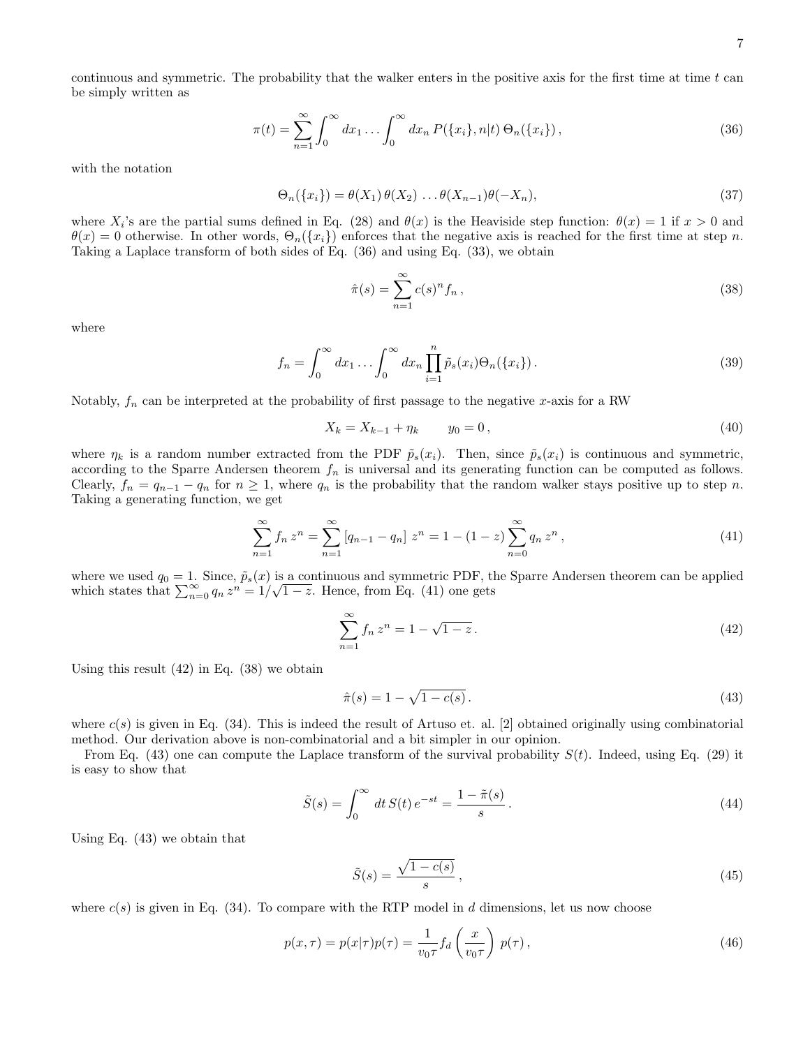continuous and symmetric. The probability that the walker enters in the positive axis for the first time at time $t$ can be simply written as

$$\pi(t) = \sum_{n=1}^{\infty} \int_0^{\infty} dx_1 \dots \int_0^{\infty} dx_n \, P(\{x_i\}, n|t) \, \Theta_n(\{x_i\}) \,, \tag{36}$$

with the notation

$$\Theta_n(\{x_i\}) = \theta(X_1)\,\theta(X_2)\,\dots\theta(X_{n-1})\theta(-X_n), \tag{37}$$

where $X_i$'s are the partial sums defined in Eq. (28) and $\theta(x)$ is the Heaviside step function: $\theta(x) = 1$ if $x > 0$ and $\theta(x) = 0$ otherwise. In other words, $\Theta_n(\{x_i\})$ enforces that the negative axis is reached for the first time at step $n$. Taking a Laplace transform of both sides of Eq. (36) and using Eq. (33), we obtain

$$\hat{\pi}(s) = \sum_{n=1}^{\infty} c(s)^n f_n \,, \tag{38}$$

where

$$f_n = \int_0^{\infty} dx_1 \dots \int_0^{\infty} dx_n \prod_{i=1}^{n} \tilde{p}_s(x_i) \Theta_n(\{x_i\}) \,. \tag{39}$$

Notably, $f_n$ can be interpreted at the probability of first passage to the negative $x$-axis for a RW

$$X_k = X_{k-1} + \eta_k \qquad y_0 = 0 \,, \tag{40}$$

where $\eta_k$ is a random number extracted from the PDF $\tilde{p}_s(x_i)$. Then, since $\tilde{p}_s(x_i)$ is continuous and symmetric, according to the Sparre Andersen theorem $f_n$ is universal and its generating function can be computed as follows. Clearly, $f_n = q_{n-1} - q_n$ for $n \geq 1$, where $q_n$ is the probability that the random walker stays positive up to step $n$. Taking a generating function, we get

$$\sum_{n=1}^{\infty} f_n \, z^n = \sum_{n=1}^{\infty} \left[q_{n-1} - q_n\right] \, z^n = 1 - (1-z) \sum_{n=0}^{\infty} q_n \, z^n \,, \tag{41}$$

where we used $q_0 = 1$. Since, $\tilde{p}_s(x)$ is a continuous and symmetric PDF, the Sparre Andersen theorem can be applied which states that $\sum_{n=0}^{\infty} q_n \, z^n = 1/\sqrt{1-z}$. Hence, from Eq. (41) one gets

$$\sum_{n=1}^{\infty} f_n \, z^n = 1 - \sqrt{1-z} \,. \tag{42}$$

Using this result (42) in Eq. (38) we obtain

$$\hat{\pi}(s) = 1 - \sqrt{1 - c(s)} \,. \tag{43}$$

where $c(s)$ is given in Eq. (34). This is indeed the result of Artuso et. al. [2] obtained originally using combinatorial method. Our derivation above is non-combinatorial and a bit simpler in our opinion.

From Eq. (43) one can compute the Laplace transform of the survival probability $S(t)$. Indeed, using Eq. (29) it is easy to show that

$$\tilde{S}(s) = \int_0^{\infty} dt \, S(t) \, e^{-st} = \frac{1 - \tilde{\pi}(s)}{s} \,. \tag{44}$$

Using Eq. (43) we obtain that

$$\tilde{S}(s) = \frac{\sqrt{1 - c(s)}}{s} \,, \tag{45}$$

where $c(s)$ is given in Eq. (34). To compare with the RTP model in $d$ dimensions, let us now choose

$$p(x, \tau) = p(x|\tau)p(\tau) = \frac{1}{v_0 \tau} f_d\left(\frac{x}{v_0 \tau}\right) p(\tau) \,, \tag{46}$$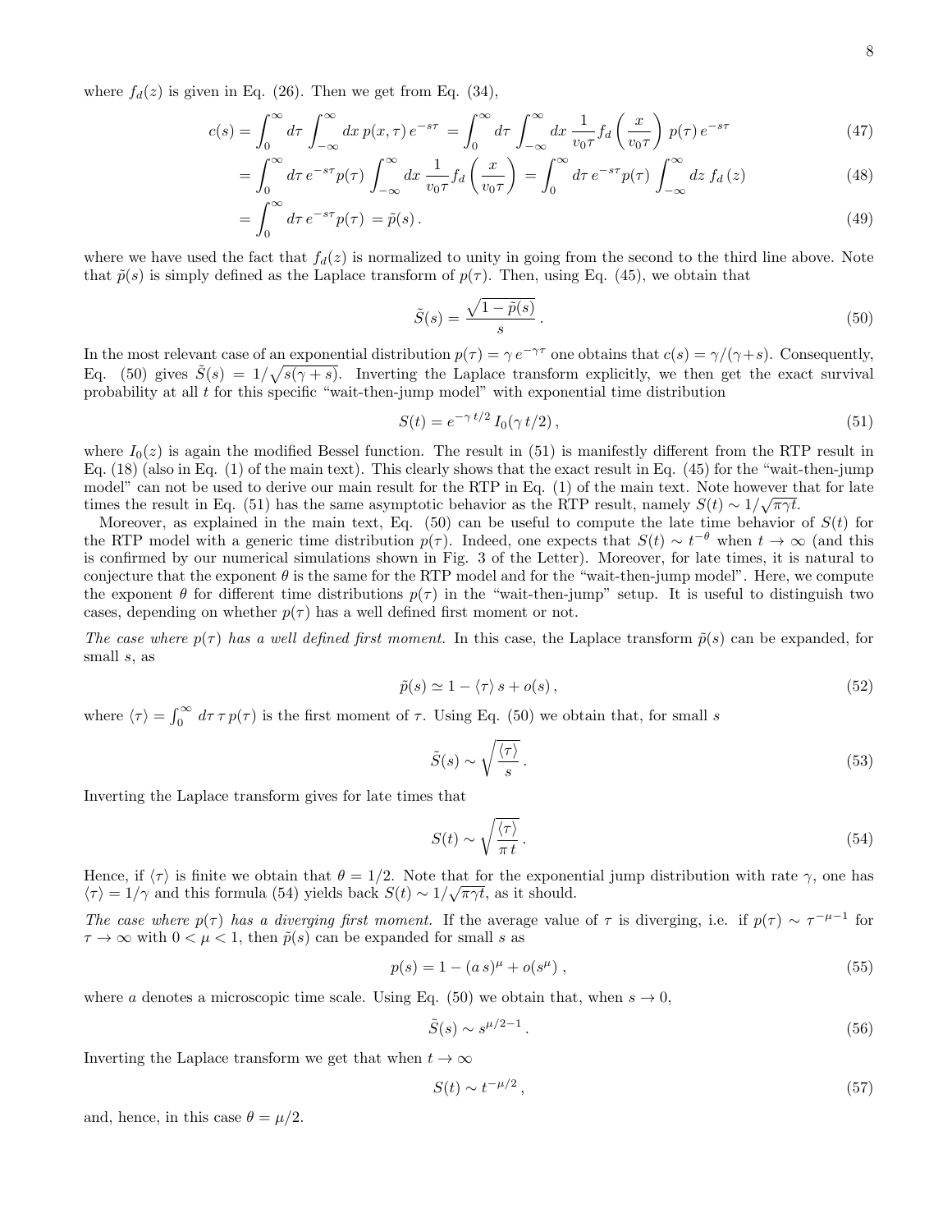where $f_d(z)$ is given in Eq. (26). Then we get from Eq. (34),

$$c(s) = \int_0^\infty d\tau \int_{-\infty}^{\infty} dx\, p(x,\tau)\, e^{-s\tau} = \int_0^\infty d\tau \int_{-\infty}^{\infty} dx\, \frac{1}{v_0 \tau} f_d\left(\frac{x}{v_0\tau}\right)\, p(\tau)\, e^{-s\tau} \tag{47}$$

$$= \int_0^\infty d\tau\, e^{-s\tau} p(\tau) \int_{-\infty}^{\infty} dx\, \frac{1}{v_0\tau} f_d\left(\frac{x}{v_0\tau}\right) = \int_0^\infty d\tau\, e^{-s\tau} p(\tau) \int_{-\infty}^{\infty} dz\, f_d\left(z\right) \tag{48}$$

$$= \int_0^\infty d\tau\, e^{-s\tau} p(\tau) = \tilde{p}(s)\,. \tag{49}$$

where we have used the fact that $f_d(z)$ is normalized to unity in going from the second to the third line above. Note that $\tilde{p}(s)$ is simply defined as the Laplace transform of $p(\tau)$. Then, using Eq. (45), we obtain that

$$\tilde{S}(s) = \frac{\sqrt{1-\tilde{p}(s)}}{s}\,. \tag{50}$$

In the most relevant case of an exponential distribution $p(\tau) = \gamma\, e^{-\gamma\tau}$ one obtains that $c(s) = \gamma/(\gamma+s)$. Consequently, Eq. (50) gives $\tilde{S}(s) = 1/\sqrt{s(\gamma+s)}$. Inverting the Laplace transform explicitly, we then get the exact survival probability at all $t$ for this specific "wait-then-jump model" with exponential time distribution

$$S(t) = e^{-\gamma\, t/2}\, I_0(\gamma\, t/2)\,, \tag{51}$$

where $I_0(z)$ is again the modified Bessel function. The result in (51) is manifestly different from the RTP result in Eq. (18) (also in Eq. (1) of the main text). This clearly shows that the exact result in Eq. (45) for the "wait-then-jump model" can not be used to derive our main result for the RTP in Eq. (1) of the main text. Note however that for late times the result in Eq. (51) has the same asymptotic behavior as the RTP result, namely $S(t) \sim 1/\sqrt{\pi\gamma t}$.

Moreover, as explained in the main text, Eq. (50) can be useful to compute the late time behavior of $S(t)$ for the RTP model with a generic time distribution $p(\tau)$. Indeed, one expects that $S(t) \sim t^{-\theta}$ when $t \to \infty$ (and this is confirmed by our numerical simulations shown in Fig. 3 of the Letter). Moreover, for late times, it is natural to conjecture that the exponent $\theta$ is the same for the RTP model and for the "wait-then-jump model". Here, we compute the exponent $\theta$ for different time distributions $p(\tau)$ in the "wait-then-jump" setup. It is useful to distinguish two cases, depending on whether $p(\tau)$ has a well defined first moment or not.

*The case where $p(\tau)$ has a well defined first moment.* In this case, the Laplace transform $\tilde{p}(s)$ can be expanded, for small $s$, as

$$\tilde{p}(s) \simeq 1 - \langle\tau\rangle\, s + o(s)\,, \tag{52}$$

where $\langle\tau\rangle = \int_0^\infty d\tau\, \tau\, p(\tau)$ is the first moment of $\tau$. Using Eq. (50) we obtain that, for small $s$

$$\tilde{S}(s) \sim \sqrt{\frac{\langle\tau\rangle}{s}}\,. \tag{53}$$

Inverting the Laplace transform gives for late times that

$$S(t) \sim \sqrt{\frac{\langle\tau\rangle}{\pi\, t}}\,. \tag{54}$$

Hence, if $\langle\tau\rangle$ is finite we obtain that $\theta = 1/2$. Note that for the exponential jump distribution with rate $\gamma$, one has $\langle\tau\rangle = 1/\gamma$ and this formula (54) yields back $S(t) \sim 1/\sqrt{\pi\gamma t}$, as it should.

*The case where $p(\tau)$ has a diverging first moment.* If the average value of $\tau$ is diverging, i.e. if $p(\tau) \sim \tau^{-\mu-1}$ for $\tau \to \infty$ with $0 < \mu < 1$, then $\tilde{p}(s)$ can be expanded for small $s$ as

$$p(s) = 1 - (a\, s)^{\mu} + o(s^{\mu})\,, \tag{55}$$

where $a$ denotes a microscopic time scale. Using Eq. (50) we obtain that, when $s \to 0$,

$$\tilde{S}(s) \sim s^{\mu/2-1}\,. \tag{56}$$

Inverting the Laplace transform we get that when $t \to \infty$

$$S(t) \sim t^{-\mu/2}\,, \tag{57}$$

and, hence, in this case $\theta = \mu/2$.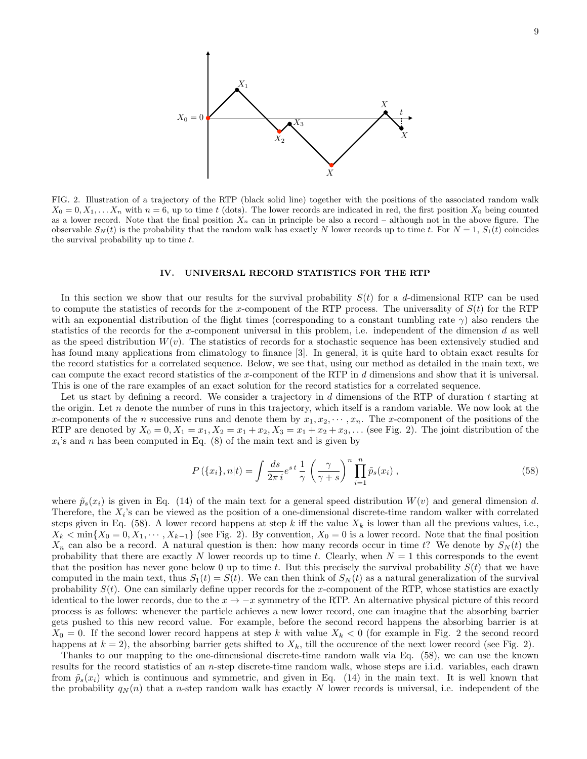FIG. 2. Illustration of a trajectory of the RTP (black solid line) together with the positions of the associated random walk $X_0 = 0, X_1, \ldots X_n$ with $n = 6$, up to time $t$ (dots). The lower records are indicated in red, the first position $X_0$ being counted as a lower record. Note that the final position $X_n$ can in principle be also a record – although not in the above figure. The observable $S_N(t)$ is the probability that the random walk has exactly $N$ lower records up to time $t$. For $N = 1$, $S_1(t)$ coincides the survival probability up to time $t$.

## IV. UNIVERSAL RECORD STATISTICS FOR THE RTP

In this section we show that our results for the survival probability $S(t)$ for a $d$-dimensional RTP can be used to compute the statistics of records for the $x$-component of the RTP process. The universality of $S(t)$ for the RTP with an exponential distribution of the flight times (corresponding to a constant tumbling rate $\gamma$) also renders the statistics of the records for the $x$-component universal in this problem, i.e. independent of the dimension $d$ as well as the speed distribution $W(v)$. The statistics of records for a stochastic sequence has been extensively studied and has found many applications from climatology to finance [3]. In general, it is quite hard to obtain exact results for the record statistics for a correlated sequence. Below, we see that, using our method as detailed in the main text, we can compute the exact record statistics of the $x$-component of the RTP in $d$ dimensions and show that it is universal. This is one of the rare examples of an exact solution for the record statistics for a correlated sequence.

Let us start by defining a record. We consider a trajectory in $d$ dimensions of the RTP of duration $t$ starting at the origin. Let $n$ denote the number of runs in this trajectory, which itself is a random variable. We now look at the $x$-components of the $n$ successive runs and denote them by $x_1, x_2, \cdots, x_n$. The $x$-component of the positions of the RTP are denoted by $X_0 = 0, X_1 = x_1, X_2 = x_1 + x_2, X_3 = x_1 + x_2 + x_3, \ldots$ (see Fig. 2). The joint distribution of the $x_i$'s and $n$ has been computed in Eq. (8) of the main text and is given by

$$P(\{x_i\}, n|t) = \int \frac{ds}{2\pi i} e^{s\,t} \frac{1}{\gamma} \left(\frac{\gamma}{\gamma + s}\right)^n \prod_{i=1}^{n} \tilde{p}_s(x_i) \,, \tag{58}$$

where $\tilde{p}_s(x_i)$ is given in Eq. (14) of the main text for a general speed distribution $W(v)$ and general dimension $d$. Therefore, the $X_i$'s can be viewed as the position of a one-dimensional discrete-time random walker with correlated steps given in Eq. (58). A lower record happens at step $k$ iff the value $X_k$ is lower than all the previous values, i.e., $X_k < \min\{X_0 = 0, X_1, \cdots, X_{k-1}\}$ (see Fig. 2). By convention, $X_0 = 0$ is a lower record. Note that the final position $X_n$ can also be a record. A natural question is then: how many records occur in time $t$? We denote by $S_N(t)$ the probability that there are exactly $N$ lower records up to time $t$. Clearly, when $N = 1$ this corresponds to the event that the position has never gone below 0 up to time $t$. But this precisely the survival probability $S(t)$ that we have computed in the main text, thus $S_1(t) = S(t)$. We can then think of $S_N(t)$ as a natural generalization of the survival probability $S(t)$. One can similarly define upper records for the $x$-component of the RTP, whose statistics are exactly identical to the lower records, due to the $x \to -x$ symmetry of the RTP. An alternative physical picture of this record process is as follows: whenever the particle achieves a new lower record, one can imagine that the absorbing barrier gets pushed to this new record value. For example, before the second record happens the absorbing barrier is at $X_0 = 0$. If the second lower record happens at step $k$ with value $X_k < 0$ (for example in Fig. 2 the second record happens at $k = 2$), the absorbing barrier gets shifted to $X_k$, till the occurence of the next lower record (see Fig. 2).

Thanks to our mapping to the one-dimensional discrete-time random walker via Eq. (58), we can use the known results for the record statistics of an $n$-step discrete-time random walk, whose steps are i.i.d. variables, each drawn from $\tilde{p}_s(x_i)$ which is continuous and symmetric, and given in Eq. (14) in the main text. It is well known that the probability $q_N(n)$ that a $n$-step random walk has exactly $N$ lower records is universal, i.e. independent of the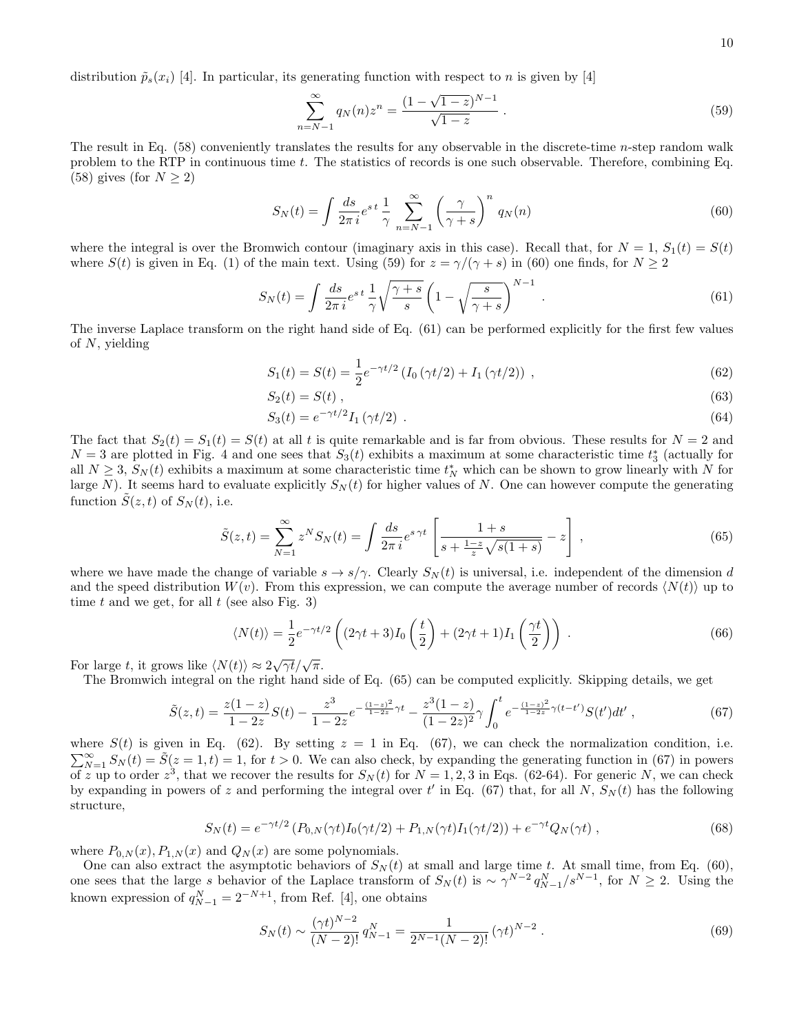distribution $\tilde{p}_s(x_i)$ [4]. In particular, its generating function with respect to $n$ is given by [4]

$$\sum_{n=N-1}^{\infty} q_N(n) z^n = \frac{(1-\sqrt{1-z})^{N-1}}{\sqrt{1-z}} \,. \tag{59}$$

The result in Eq. (58) conveniently translates the results for any observable in the discrete-time $n$-step random walk problem to the RTP in continuous time $t$. The statistics of records is one such observable. Therefore, combining Eq. (58) gives (for $N \geq 2$)

$$S_N(t) = \int \frac{ds}{2\pi\, i} e^{s\, t}\, \frac{1}{\gamma} \sum_{n=N-1}^{\infty} \left(\frac{\gamma}{\gamma+s}\right)^n q_N(n) \tag{60}$$

where the integral is over the Bromwich contour (imaginary axis in this case). Recall that, for $N=1$, $S_1(t) = S(t)$ where $S(t)$ is given in Eq. (1) of the main text. Using (59) for $z = \gamma/(\gamma+s)$ in (60) one finds, for $N \geq 2$

$$S_N(t) = \int \frac{ds}{2\pi\, i} e^{s\, t}\, \frac{1}{\gamma} \sqrt{\frac{\gamma+s}{s}} \left(1 - \sqrt{\frac{s}{\gamma+s}}\right)^{N-1} \,. \tag{61}$$

The inverse Laplace transform on the right hand side of Eq. (61) can be performed explicitly for the first few values of $N$, yielding

$$S_1(t) = S(t) = \frac{1}{2} e^{-\gamma t/2} \left(I_0\left(\gamma t/2\right) + I_1\left(\gamma t/2\right)\right) \,, \tag{62}$$

$$S_2(t) = S(t) \,, \tag{63}$$

$$S_3(t) = e^{-\gamma t/2} I_1\left(\gamma t/2\right) \,. \tag{64}$$

The fact that $S_2(t) = S_1(t) = S(t)$ at all $t$ is quite remarkable and is far from obvious. These results for $N=2$ and $N=3$ are plotted in Fig. 4 and one sees that $S_3(t)$ exhibits a maximum at some characteristic time $t_3^*$ (actually for all $N \geq 3$, $S_N(t)$ exhibits a maximum at some characteristic time $t_N^*$ which can be shown to grow linearly with $N$ for large $N$). It seems hard to evaluate explicitly $S_N(t)$ for higher values of $N$. One can however compute the generating function $\tilde{S}(z,t)$ of $S_N(t)$, i.e.

$$\tilde{S}(z,t) = \sum_{N=1}^{\infty} z^N S_N(t) = \int \frac{ds}{2\pi\, i} e^{s\,\gamma t} \left[\frac{1+s}{s + \frac{1-z}{z}\sqrt{s(1+s)}} - z\right] \,, \tag{65}$$

where we have made the change of variable $s \to s/\gamma$. Clearly $S_N(t)$ is universal, i.e. independent of the dimension $d$ and the speed distribution $W(v)$. From this expression, we can compute the average number of records $\langle N(t)\rangle$ up to time $t$ and we get, for all $t$ (see also Fig. 3)

$$\langle N(t)\rangle = \frac{1}{2} e^{-\gamma t/2} \left((2\gamma t + 3) I_0\left(\frac{t}{2}\right) + (2\gamma t + 1) I_1\left(\frac{\gamma t}{2}\right)\right) \,. \tag{66}$$

For large $t$, it grows like $\langle N(t)\rangle \approx 2\sqrt{\gamma t}/\sqrt{\pi}$.

The Bromwich integral on the right hand side of Eq. (65) can be computed explicitly. Skipping details, we get

$$\tilde{S}(z,t) = \frac{z(1-z)}{1-2z} S(t) - \frac{z^3}{1-2z} e^{-\frac{(1-z)^2}{1-2z}\gamma t} - \frac{z^3(1-z)}{(1-2z)^2}\gamma \int_0^t e^{-\frac{(1-z)^2}{1-2z}\gamma(t-t')} S(t') dt' \,, \tag{67}$$

where $S(t)$ is given in Eq. (62). By setting $z=1$ in Eq. (67), we can check the normalization condition, i.e. $\sum_{N=1}^{\infty} S_N(t) = \tilde{S}(z=1,t) = 1$, for $t > 0$. We can also check, by expanding the generating function in (67) in powers of $z$ up to order $z^3$, that we recover the results for $S_N(t)$ for $N = 1,2,3$ in Eqs. (62-64). For generic $N$, we can check by expanding in powers of $z$ and performing the integral over $t'$ in Eq. (67) that, for all $N$, $S_N(t)$ has the following structure,

$$S_N(t) = e^{-\gamma t/2} \left(P_{0,N}(\gamma t) I_0(\gamma t/2) + P_{1,N}(\gamma t) I_1(\gamma t/2)\right) + e^{-\gamma t} Q_N(\gamma t) \,, \tag{68}$$

where $P_{0,N}(x), P_{1,N}(x)$ and $Q_N(x)$ are some polynomials.

One can also extract the asymptotic behaviors of $S_N(t)$ at small and large time $t$. At small time, from Eq. (60), one sees that the large $s$ behavior of the Laplace transform of $S_N(t)$ is $\sim \gamma^{N-2} q_{N-1}^N / s^{N-1}$, for $N \geq 2$. Using the known expression of $q_{N-1}^N = 2^{-N+1}$, from Ref. [4], one obtains

$$S_N(t) \sim \frac{(\gamma t)^{N-2}}{(N-2)!} q_{N-1}^N = \frac{1}{2^{N-1}(N-2)!} (\gamma t)^{N-2} \,. \tag{69}$$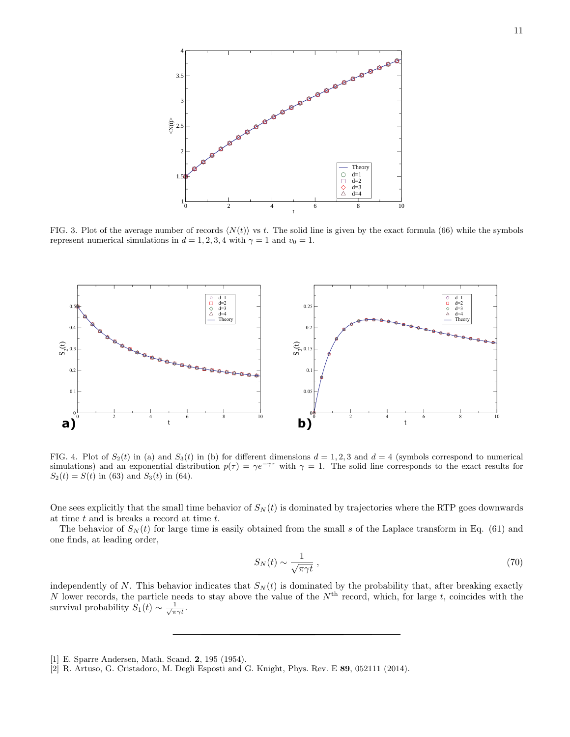FIG. 3. Plot of the average number of records $\langle N(t)\rangle$ vs $t$. The solid line is given by the exact formula (66) while the symbols represent numerical simulations in $d = 1, 2, 3, 4$ with $\gamma = 1$ and $v_0 = 1$.

FIG. 4. Plot of $S_2(t)$ in (a) and $S_3(t)$ in (b) for different dimensions $d = 1, 2, 3$ and $d = 4$ (symbols correspond to numerical simulations) and an exponential distribution $p(\tau) = \gamma e^{-\gamma\tau}$ with $\gamma = 1$. The solid line corresponds to the exact results for $S_2(t) = S(t)$ in (63) and $S_3(t)$ in (64).

One sees explicitly that the small time behavior of $S_N(t)$ is dominated by trajectories where the RTP goes downwards at time $t$ and is breaks a record at time $t$.

The behavior of $S_N(t)$ for large time is easily obtained from the small $s$ of the Laplace transform in Eq. (61) and one finds, at leading order,

$$S_N(t) \sim \frac{1}{\sqrt{\pi\gamma t}}\ , \tag{70}$$

independently of $N$. This behavior indicates that $S_N(t)$ is dominated by the probability that, after breaking exactly $N$ lower records, the particle needs to stay above the value of the $N^{\text{th}}$ record, which, for large $t$, coincides with the survival probability $S_1(t) \sim \frac{1}{\sqrt{\pi\gamma t}}$.

---

[1] E. Sparre Andersen, Math. Scand. **2**, 195 (1954).

[2] R. Artuso, G. Cristadoro, M. Degli Esposti and G. Knight, Phys. Rev. E **89**, 052111 (2014).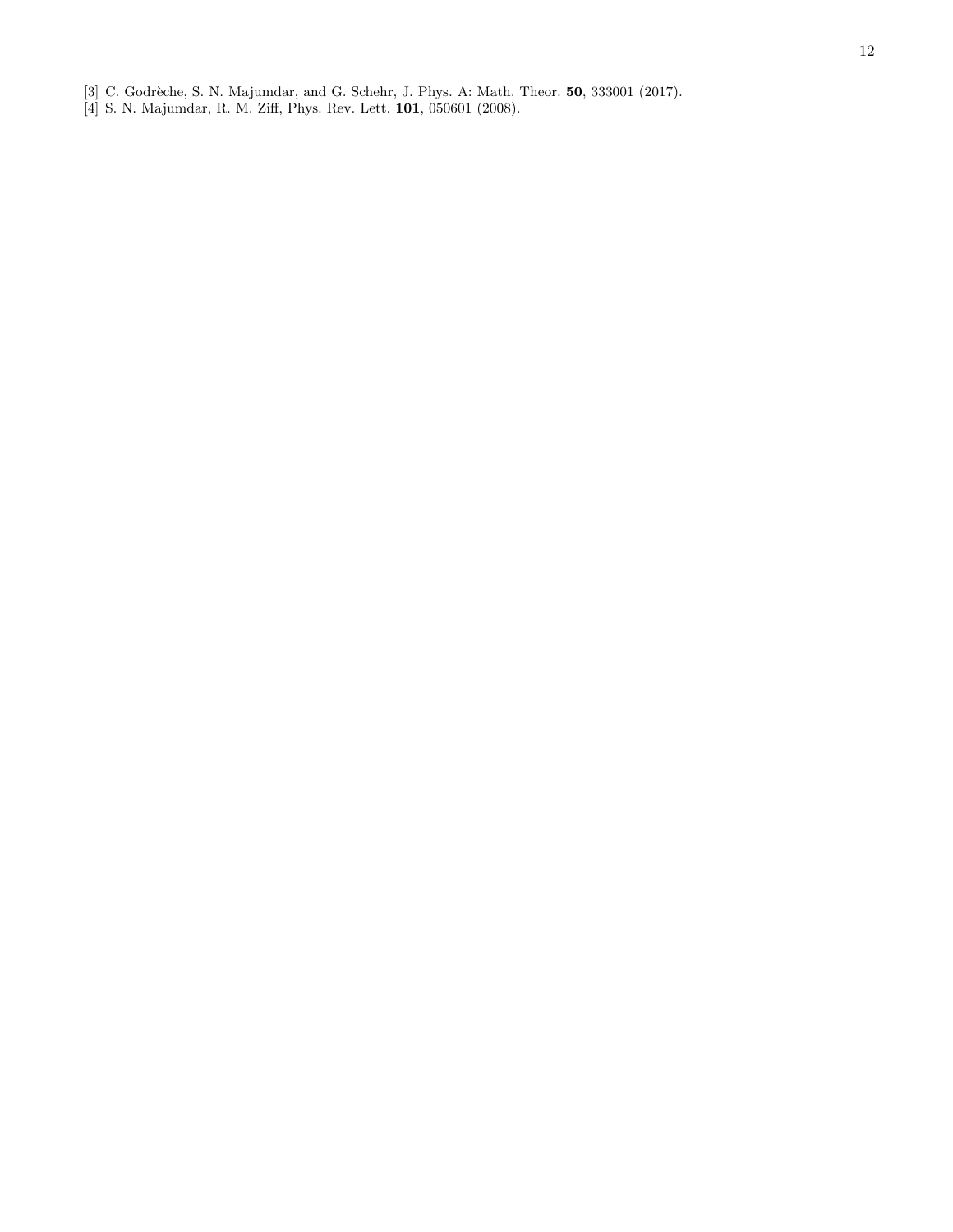[3] C. Godrèche, S. N. Majumdar, and G. Schehr, J. Phys. A: Math. Theor. **50**, 333001 (2017).
[4] S. N. Majumdar, R. M. Ziff, Phys. Rev. Lett. **101**, 050601 (2008).